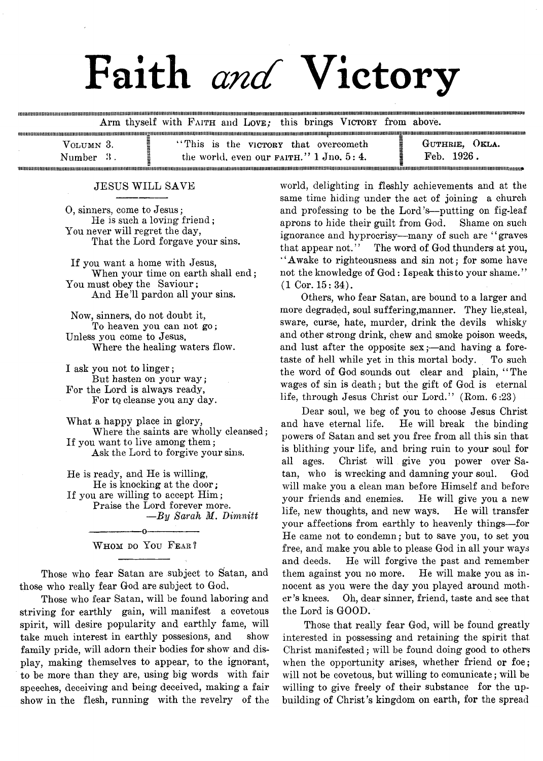# Faith *and* Victory

Arm thyself with FAITH and LOVE; this brings VICTORY from above.

VOLUMN 3. Number 3.

"This is the VICTORY that overcometh the world, even our FAITH." 1 Jno. 5: 4.

GUTHRIE, OKLA. Feb. 1926.

## JESUS WILL SAVE

O, sinners, come to Jesus;
He is such a loving friend;
You never will regret the day,
That the Lord forgave your sins.

If you want a home with Jesus,
When your time on earth shall end;
You must obey the Saviour;
And He'll pardon all your sins.

Now, sinners, do not doubt it,
To heaven you can not go;
Unless you come to Jesus,
Where the healing waters flow.

I ask you not to linger;
But hasten on your way;
For the Lord is always ready,
For to cleanse you any day.

What a happy place in glory,
Where the saints are wholly cleansed;
If you want to live among them;
Ask the Lord to forgive your sins.

He is ready, and He is willing,
He is knocking at the door;
If you are willing to accept Him;
Praise the Lord forever more.

*—By Sarah M. Dimnitt*

## WHOM DO YOU FEAR?

Those who fear Satan are subject to Satan, and those who really fear God are subject to God.

Those who fear Satan, will be found laboring and striving for earthly gain, will manifest a covetous spirit, will desire popularity and earthly fame, will take much interest in earthly possesions, and show family pride, will adorn their bodies for show and display, making themselves to appear, to the ignorant, to be more than they are, using big words with fair speeches, deceiving and being deceived, making a fair show in the flesh, running with the revelry of the world, delighting in fleshly achievements and at the same time hiding under the act of joining a church and professing to be the Lord's—putting on fig-leaf aprons to hide their guilt from God. Shame on such ignorance and hyprocrisy—many of such are "graves that appear not." The word of God thunders at you, "Awake to righteousness and sin not; for some have not the knowledge of God: Ispeak thisto your shame." (1 Cor. 15: 34).

Others, who fear Satan, are bound to a larger and more degraded, soul suffering,manner. They lie,steal, sware, curse, hate, murder, drink the devils whisky and other strong drink, chew and smoke poison weeds, and lust after the opposite sex;—and having a foretaste of hell while yet in this mortal body. To such the word of God sounds out clear and plain, "The wages of sin is death; but the gift of God is eternal life, through Jesus Christ our Lord." (Rom. 6:23)

Dear soul, we beg of you to choose Jesus Christ and have eternal life. He will break the binding powers of Satan and set you free from all this sin that is blithing your life, and bring ruin to your soul for all ages. Christ will give you power over Satan, who is wrecking and damning your soul. God will make you a clean man before Himself and before your friends and enemies. He will give you a new life, new thoughts, and new ways. He will transfer your affections from earthly to heavenly things—for He came not to condemn; but to save you, to set you free, and make you able to please God in all your ways and deeds. He will forgive the past and remember them against you no more. He will make you as innocent as you were the day you played around mother's knees. Oh, dear sinner, friend, taste and see that the Lord is GOOD.

Those that really fear God, will be found greatly interested in possessing and retaining the spirit that Christ manifested; will be found doing good to others when the opportunity arises, whether friend or foe; will not be covetous, but willing to comunicate; will be willing to give freely of their substance for the upbuilding of Christ's kingdom on earth, for the spread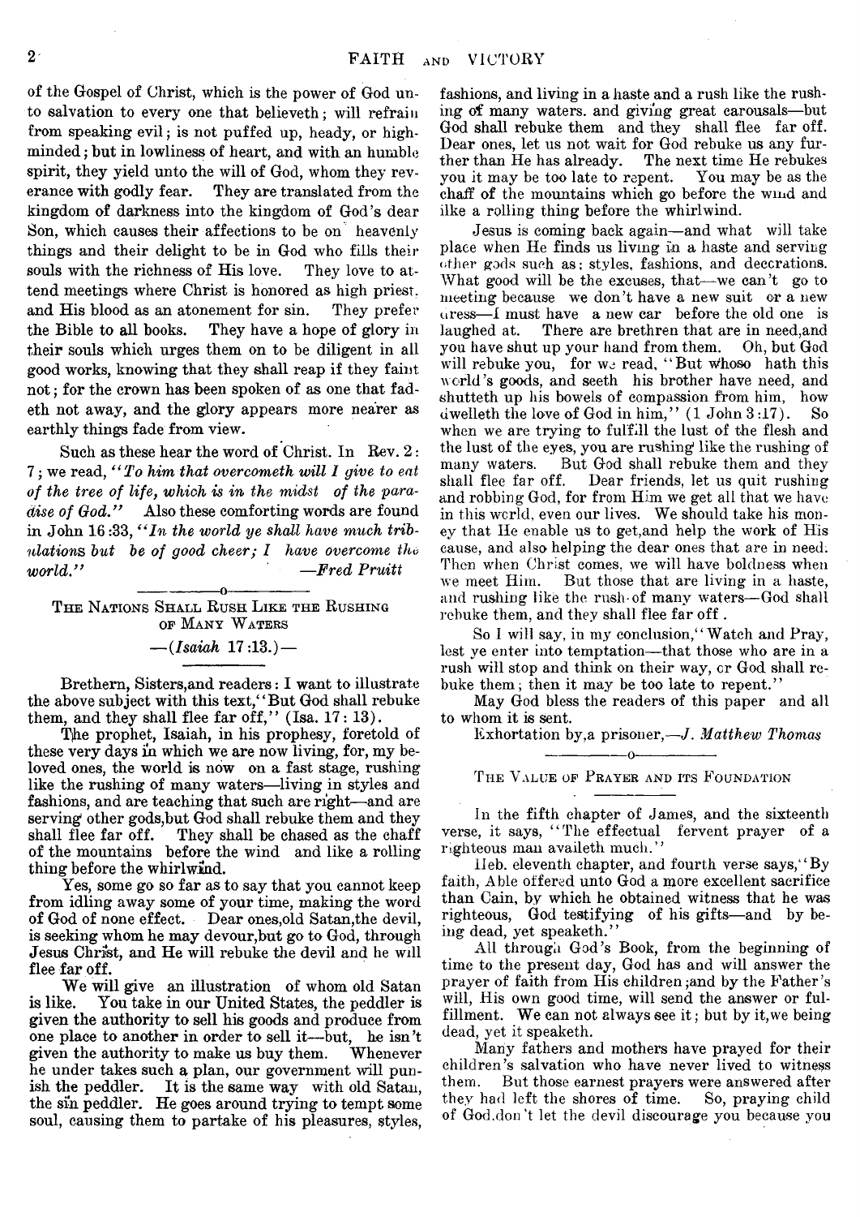of the Gospel of Christ, which is the power of God unto salvation to every one that believeth; will refrain from speaking evil; is not puffed up, heady, or highminded; but in lowliness of heart, and with an humble spirit, they yield unto the will of God, whom they reverance with godly fear. They are translated from the kingdom of darkness into the kingdom of God's dear Son, which causes their affections to be on heavenly things and their delight to be in God who fills their souls with the richness of His love. They love to attend meetings where Christ is honored as high priest. and His blood as an atonement for sin. They prefer the Bible to all books. They have a hope of glory in their souls which urges them on to be diligent in all good works, knowing that they shall reap if they faint not; for the crown has been spoken of as one that fadeth not away, and the glory appears more nearer as earthly things fade from view.

Such as these hear the word of Christ. In Rev. 2: 7; we read, *"To him that overcometh will I give to eat of the tree of life, which is in the midst of the paradise of God."* Also these comforting words are found in John 16:33, *"In the world ye shall have much tribulations but be of good cheer; I have overcome the world."* —*Fred Pruitt*

---

### The Nations Shall Rush Like the Rushing of Many Waters

—(*Isaiah* 17:13.)—

Brethern, Sisters, and readers: I want to illustrate the above subject with this text, "But God shall rebuke them, and they shall flee far off," (Isa. 17: 13).

The prophet, Isaiah, in his prophesy, foretold of these very days in which we are now living, for, my beloved ones, the world is now on a fast stage, rushing like the rushing of many waters—living in styles and fashions, and are teaching that such are right—and are serving other gods, but God shall rebuke them and they shall flee far off. They shall be chased as the chaff of the mountains before the wind and like a rolling thing before the whirlwind.

Yes, some go so far as to say that you cannot keep from idling away some of your time, making the word of God of none effect. Dear ones, old Satan, the devil, is seeking whom he may devour, but go to God, through Jesus Christ, and He will rebuke the devil and he will flee far off.

We will give an illustration of whom old Satan is like. You take in our United States, the peddler is given the authority to sell his goods and produce from one place to another in order to sell it—but, he isn't given the authority to make us buy them. Whenever he under takes such a plan, our government will punish the peddler. It is the same way with old Satan, the sin peddler. He goes around trying to tempt some soul, causing them to partake of his pleasures, styles, fashions, and living in a haste and a rush like the rushing of many waters. and giving great carousals—but God shall rebuke them and they shall flee far off. Dear ones, let us not wait for God rebuke us any further than He has already. The next time He rebukes you it may be too late to repent. You may be as the chaff of the mountains which go before the wind and ilke a rolling thing before the whirlwind.

Jesus is coming back again—and what will take place when He finds us living in a haste and serving other gods such as; styles, fashions, and deccrations. What good will be the excuses, that—we can't go to meeting because we don't have a new suit or a new dress—I must have a new car before the old one is laughed at. There are brethren that are in need, and you have shut up your hand from them. Oh, but God will rebuke you, for we read, "But whoso hath this world's goods, and seeth his brother have need, and shutteth up his bowels of compassion from him, how dwelleth the love of God in him," (1 John 3:17). So when we are trying to fulfill the lust of the flesh and the lust of the eyes, you are rushing like the rushing of many waters. But God shall rebuke them and they shall flee far off. Dear friends, let us quit rushing and robbing God, for from Him we get all that we have in this world, even our lives. We should take his money that He enable us to get, and help the work of His cause, and also helping the dear ones that are in need. Then when Christ comes, we will have boldness when we meet Him. But those that are living in a haste, and rushing like the rush of many waters—God shall rebuke them, and they shall flee far off.

So I will say, in my conclusion, "Watch and Pray, lest ye enter into temptation—that those who are in a rush will stop and think on their way, or God shall rebuke them; then it may be too late to repent."

May God bless the readers of this paper and all to whom it is sent.

Exhortation by, a prisoner,—*J. Matthew Thomas*

---

### The Value of Prayer and its Foundation

In the fifth chapter of James, and the sixteenth verse, it says, "The effectual fervent prayer of a righteous man availeth much."

Heb. eleventh chapter, and fourth verse says, "By faith, Able offered unto God a more excellent sacrifice than Cain, by which he obtained witness that he was righteous, God testifying of his gifts—and by being dead, yet speaketh."

All through God's Book, from the beginning of time to the present day, God has and will answer the prayer of faith from His children; and by the Father's will, His own good time, will send the answer or fulfillment. We can not always see it; but by it, we being dead, yet it speaketh.

Many fathers and mothers have prayed for their children's salvation who have never lived to witness them. But those earnest prayers were answered after they had left the shores of time. So, praying child of God, don't let the devil discourage you because you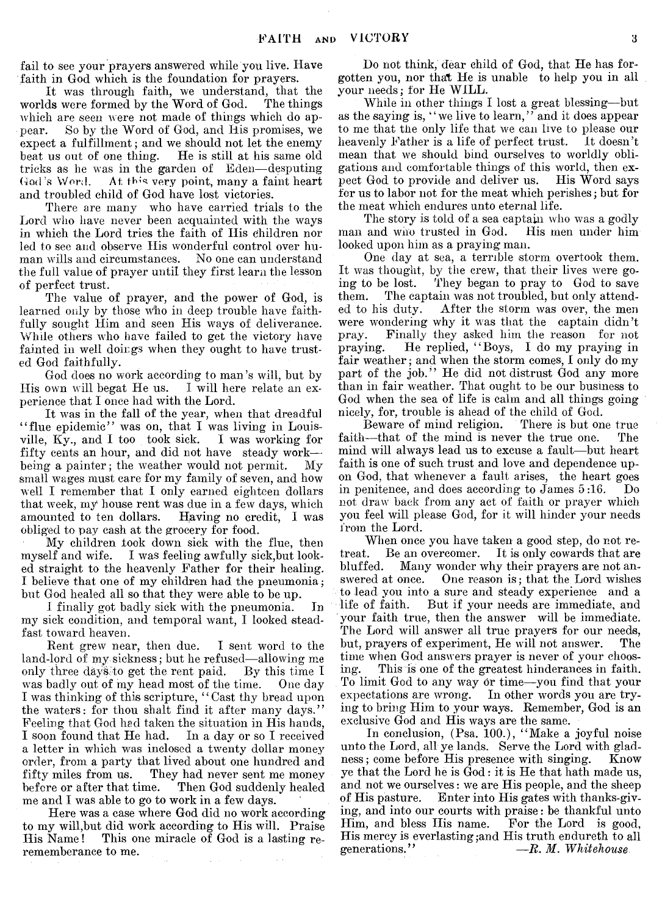fail to see your prayers answered while you live. Have faith in God which is the foundation for prayers.

It was through faith, we understand, that the worlds were formed by the Word of God. The things which are seen were not made of things which do appear. So by the Word of God, and His promises, we expect a fulfillment; and we should not let the enemy beat us out of one thing. He is still at his same old tricks as he was in the garden of Eden—desputing God's Word. At this very point, many a faint heart and troubled child of God have lost victories.

There are many who have carried trials to the Lord who have never been acquainted with the ways in which the Lord tries the faith of His children nor led to see and observe His wonderful control over human wills and circumstances. No one can understand the full value of prayer until they first learn the lesson of perfect trust.

The value of prayer, and the power of God, is learned only by those who in deep trouble have faithfully sought Him and seen His ways of deliverance. While others who have failed to get the victory have fainted in well doings when they ought to have trusted God faithfully.

God does no work according to man's will, but by His own will begat He us. I will here relate an experience that I once had with the Lord.

It was in the fall of the year, when that dreadful "flue epidemic" was on, that I was living in Louisville, Ky., and I too took sick. I was working for fifty cents an hour, and did not have steady work—being a painter; the weather would not permit. My small wages must care for my family of seven, and how well I remember that I only earned eighteen dollars that week, my house rent was due in a few days, which amounted to ten dollars. Having no credit, I was obliged to pay cash at the grocery for food.

My children took down sick with the flue, then myself and wife. I was feeling awfully sick,but looked straight to the heavenly Father for their healing. I believe that one of my children had the pneumonia; but God healed all so that they were able to be up.

I finally got badly sick with the pneumonia. In my sick condition, and temporal want, I looked steadfast toward heaven.

Rent grew near, then due. I sent word to the land-lord of my sickness; but he refused—allowing me only three days to get the rent paid. By this time I was badly out of my head most of the time. One day I was thinking of this scripture, "Cast thy bread upon the waters: for thou shalt find it after many days." Feeling that God had taken the situation in His hands, I soon found that He had. In a day or so I received a letter in which was inclosed a twenty dollar money order, from a party that lived about one hundred and fifty miles from us. They had never sent me money before or after that time. Then God suddenly healed me and I was able to go to work in a few days.

Here was a case where God did no work according to my will,but did work according to His will. Praise His Name! This one miracle of God is a lasting rememberance to me.

Do not think, dear child of God, that He has forgotten you, nor that He is unable to help you in all your needs; for He WILL.

While in other things I lost a great blessing—but as the saying is, "we live to learn," and it does appear to me that the only life that we can live to please our heavenly Father is a life of perfect trust. It doesn't mean that we should bind ourselves to worldly obligations and comfortable things of this world, then expect God to provide and deliver us. His Word says for us to labor not for the meat which perishes; but for the meat which endures unto eternal life.

The story is told of a sea captain who was a godly man and who trusted in God. His men under him looked upon him as a praying man.

One day at sea, a terrible storm overtook them. It was thought, by the crew, that their lives were going to be lost. They began to pray to God to save them. The captain was not troubled, but only attended to his duty. After the storm was over, the men were wondering why it was that the captain didn't pray. Finally they asked him the reason for not praying. He replied, "Boys, I do my praying in fair weather; and when the storm comes, I only do my part of the job." He did not distrust God any more than in fair weather. That ought to be our business to God when the sea of life is calm and all things going nicely, for, trouble is ahead of the child of God.

Beware of mind religion. There is but one true faith—that of the mind is never the true one. The mind will always lead us to excuse a fault—but heart faith is one of such trust and love and dependence upon God, that whenever a fault arises, the heart goes in penitence, and does according to James 5:16. Do not draw back from any act of faith or prayer which you feel will please God, for it will hinder your needs from the Lord.

When once you have taken a good step, do not retreat. Be an overcomer. It is only cowards that are bluffed. Many wonder why their prayers are not answered at once. One reason is; that the Lord wishes to lead you into a sure and steady experience and a life of faith. But if your needs are immediate, and your faith true, then the answer will be immediate. The Lord will answer all true prayers for our needs, but, prayers of experiment, He will not answer. The time when God answers prayer is never of your choosing. This is one of the greatest hinderances in faith. To limit God to any way or time—you find that your expectations are wrong. In other words you are trying to bring Him to your ways. Remember, God is an exclusive God and His ways are the same.

In conclusion, (Psa. 100.), "Make a joyful noise unto the Lord, all ye lands. Serve the Lord with gladness; come before His presence with singing. Know ye that the Lord he is God: it is He that hath made us, and not we ourselves: we are His people, and the sheep of His pasture. Enter into His gates with thanks-giving, and into our courts with praise: be thankful unto Him, and bless His name. For the Lord is good, His mercy is everlasting;and His truth endureth to all generations."

—*R. M. Whitehouse*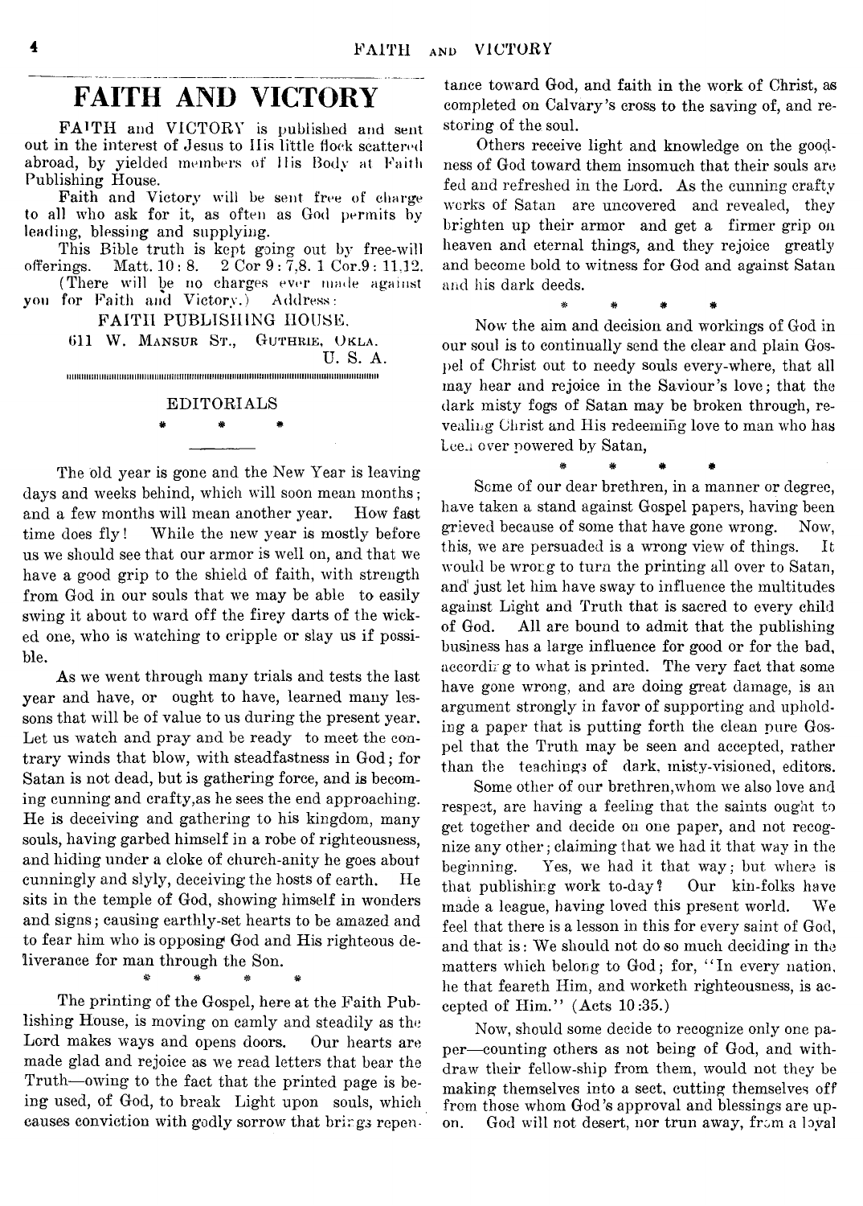# FAITH AND VICTORY

FAITH and VICTORY is published and sent out in the interest of Jesus to His little flock scattered abroad, by yielded members of His Body at Faith Publishing House.

Faith and Victory will be sent free of charge to all who ask for it, as often as God permits by leading, blessing and supplying.

This Bible truth is kept going out by free-will offerings. Matt. 10: 8. 2 Cor 9: 7,8. 1 Cor.9: 11,12.

(There will be no charges ever made against you for Faith and Victory.) Address:

FAITH PUBLISHING HOUSE.

611 W. MANSUR ST., GUTHRIE, OKLA. U. S. A.

## EDITORIALS

\* \* \*

The old year is gone and the New Year is leaving days and weeks behind, which will soon mean months; and a few months will mean another year. How fast time does fly! While the new year is mostly before us we should see that our armor is well on, and that we have a good grip to the shield of faith, with strength from God in our souls that we may be able to easily swing it about to ward off the firey darts of the wicked one, who is watching to cripple or slay us if possible.

As we went through many trials and tests the last year and have, or ought to have, learned many lessons that will be of value to us during the present year. Let us watch and pray and be ready to meet the contrary winds that blow, with steadfastness in God; for Satan is not dead, but is gathering force, and is becoming cunning and crafty,as he sees the end approaching. He is deceiving and gathering to his kingdom, many souls, having garbed himself in a robe of righteousness, and hiding under a cloke of church-anity he goes about cunningly and slyly, deceiving the hosts of earth. He sits in the temple of God, showing himself in wonders and signs; causing earthly-set hearts to be amazed and to fear him who is opposing God and His righteous deliverance for man through the Son.

\* \* \* \*

The printing of the Gospel, here at the Faith Publishing House, is moving on camly and steadily as the Lord makes ways and opens doors. Our hearts are made glad and rejoice as we read letters that bear the Truth—owing to the fact that the printed page is being used, of God, to break Light upon souls, which causes conviction with godly sorrow that brings repentance toward God, and faith in the work of Christ, as completed on Calvary's cross to the saving of, and restoring of the soul.

Others receive light and knowledge on the goodness of God toward them insomuch that their souls are fed and refreshed in the Lord. As the cunning crafty works of Satan are uncovered and revealed, they brighten up their armor and get a firmer grip on heaven and eternal things, and they rejoice greatly and become bold to witness for God and against Satan and his dark deeds.

\* \* \* \*

Now the aim and decision and workings of God in our soul is to continually send the clear and plain Gospel of Christ out to needy souls every-where, that all may hear and rejoice in the Saviour's love; that the dark misty fogs of Satan may be broken through, revealing Christ and His redeeming love to man who has been over powered by Satan,

\* \* \* \*

Some of our dear brethren, in a manner or degree, have taken a stand against Gospel papers, having been grieved because of some that have gone wrong. Now, this, we are persuaded is a wrong view of things. It would be wrong to turn the printing all over to Satan, and just let him have sway to influence the multitudes against Light and Truth that is sacred to every child of God. All are bound to admit that the publishing business has a large influence for good or for the bad, according to what is printed. The very fact that some have gone wrong, and are doing great damage, is an argument strongly in favor of supporting and upholding a paper that is putting forth the clean pure Gospel that the Truth may be seen and accepted, rather than the teachings of dark, misty-visioned, editors.

Some other of our brethren,whom we also love and respect, are having a feeling that the saints ought to get together and decide on one paper, and not recognize any other; claiming that we had it that way in the beginning. Yes, we had it that way; but where is that publishing work to-day? Our kin-folks have made a league, having loved this present world. We feel that there is a lesson in this for every saint of God, and that is: We should not do so much deciding in the matters which belong to God; for, "In every nation, he that feareth Him, and worketh righteousness, is accepted of Him." (Acts 10:35.)

Now, should some decide to recognize only one paper—counting others as not being of God, and withdraw their fellow-ship from them, would not they be making themselves into a sect, cutting themselves off from those whom God's approval and blessings are upon. God will not desert, nor trun away, from a loyal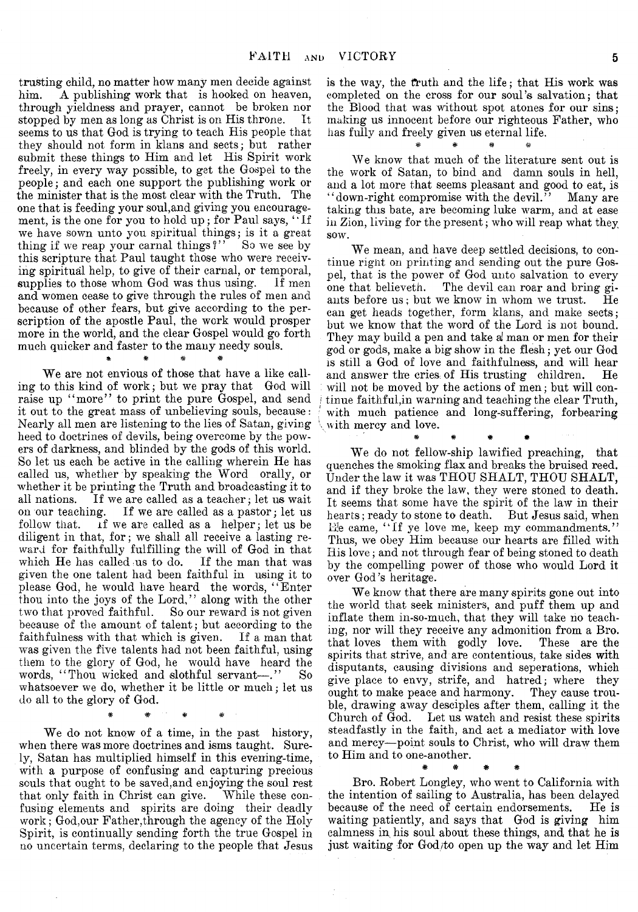trusting child, no matter how many men decide against him. A publishing work that is hooked on heaven, through yieldness and prayer, cannot be broken nor stopped by men as long as Christ is on His throne. It seems to us that God is trying to teach His people that they should not form in klans and sects; but rather submit these things to Him and let His Spirit work freely, in every way possible, to get the Gospel to the people; and each one support the publishing work or the minister that is the most clear with the Truth. The one that is feeding your soul,and giving you encouragement, is the one for you to hold up; for Paul says, "If we have sown unto you spiritual things; is it a great thing if we reap your carnal things?" So we see by this scripture that Paul taught those who were receiving spiritual help, to give of their carnal, or temporal, supplies to those whom God was thus using. If men and women cease to give through the rules of men and because of other fears, but give according to the perscription of the apostle Paul, the work would prosper more in the world, and the clear Gospel would go forth much quicker and faster to the many needy souls.

\* \* \* \*

We are not envious of those that have a like calling to this kind of work; but we pray that God will raise up "more" to print the pure Gospel, and send it out to the great mass of unbelieving souls, because: Nearly all men are listening to the lies of Satan, giving heed to doctrines of devils, being overcome by the powers of darkness, and blinded by the gods of this world. So let us each be active in the calling wherein He has called us, whether by speaking the Word orally, or whether it be printing the Truth and broadcasting it to all nations. If we are called as a teacher; let us wait on our teaching. If we are called as a pastor; let us follow that. If we are called as a helper; let us be diligent in that, for; we shall all receive a lasting reward for faithfully fulfilling the will of God in that which He has called us to do. If the man that was given the one talent had been faithful in using it to please God, he would have heard the words, "Enter thou into the joys of the Lord," along with the other two that proved faithful. So our reward is not given because of the amount of talent; but according to the faithfulness with that which is given. If a man that was given the five talents had not been faithful, using them to the glory of God, he would have heard the words, "Thou wicked and slothful servant—." So whatsoever we do, whether it be little or much; let us do all to the glory of God.

\* \* \* \*

We do not know of a time, in the past history, when there was more doctrines and isms taught. Surely, Satan has multiplied himself in this evening-time, with a purpose of confusing and capturing precious souls that ought to be saved,and enjoying the soul rest that only faith in Christ can give. While these confusing elements and spirits are doing their deadly work; God,our Father,through the agency of the Holy Spirit, is continually sending forth the true Gospel in no uncertain terms, declaring to the people that Jesus is the way, the truth and the life; that His work was completed on the cross for our soul's salvation; that the Blood that was without spot atones for our sins; making us innocent before our righteous Father, who has fully and freely given us eternal life.

\* \* \* \*

We know that much of the literature sent out is the work of Satan, to bind and damn souls in hell, and a lot more that seems pleasant and good to eat, is "down-right compromise with the devil." Many are taking this bate, are becoming luke warm, and at ease in Zion, living for the present; who will reap what they sow.

We mean, and have deep settled decisions, to continue right on printing and sending out the pure Gospel, that is the power of God unto salvation to every one that believeth. The devil can roar and bring giants before us; but we know in whom we trust. He can get heads together, form klans, and make sects; but we know that the word of the Lord is not bound. They may build a pen and take a man or men for their god or gods, make a big show in the flesh; yet our God is still a God of love and faithfulness, and will hear and answer the cries of His trusting children. He will not be moved by the actions of men; but will continue faithful,in warning and teaching the clear Truth, with much patience and long-suffering, forbearing with mercy and love.

\* \* \* \*

We do not fellow-ship lawified preaching, that quenches the smoking flax and breaks the bruised reed. Under the law it was THOU SHALT, THOU SHALT, and if they broke the law, they were stoned to death. It seems that some have the spirit of the law in their hearts; ready to stone to death. But Jesus said, when He came, "If ye love me, keep my commandments." Thus, we obey Him because our hearts are filled with His love; and not through fear of being stoned to death by the compelling power of those who would Lord it over God's heritage.

We know that there are many spirits gone out into the world that seek ministers, and puff them up and inflate them in-so-much, that they will take no teaching, nor will they receive any admonition from a Bro. that loves them with godly love. These are the spirits that strive, and are contentious, take sides with disputants, causing divisions and seperations, which give place to envy, strife, and hatred; where they ought to make peace and harmony. They cause trouble, drawing away desciples after them, calling it the Church of God. Let us watch and resist these spirits steadfastly in the faith, and act a mediator with love and mercy—point souls to Christ, who will draw them to Him and to one-another.

\* \* \* \*

Bro. Robert Longley, who went to California with the intention of sailing to Australia, has been delayed because of the need of certain endorsements. He is waiting patiently, and says that God is giving him calmness in his soul about these things, and that he is just waiting for God to open up the way and let Him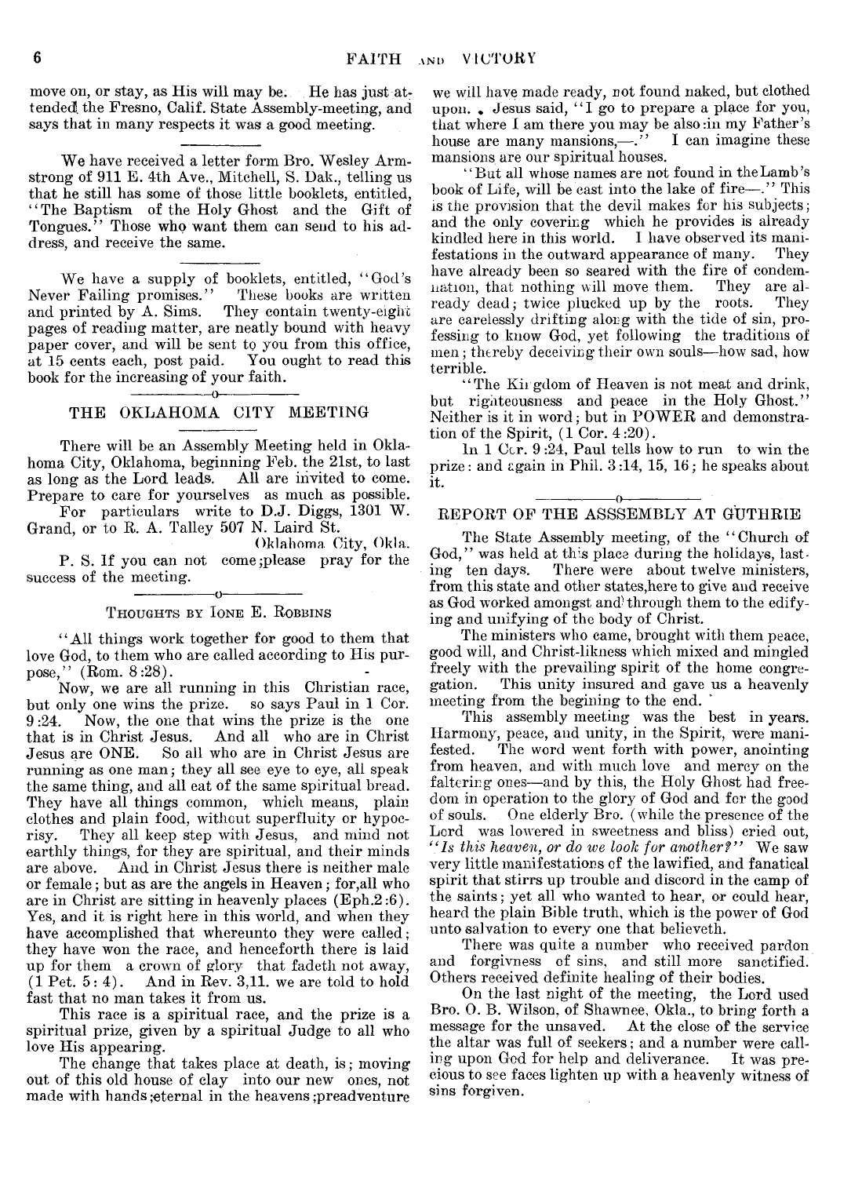move on, or stay, as His will may be. He has just attended the Fresno, Calif. State Assembly-meeting, and says that in many respects it was a good meeting.

---

We have received a letter form Bro. Wesley Armstrong of 911 E. 4th Ave., Mitchell, S. Dak., telling us that he still has some of those little booklets, entitled, "The Baptism of the Holy Ghost and the Gift of Tongues." Those who want them can send to his address, and receive the same.

---

We have a supply of booklets, entitled, "God's Never Failing promises." These books are written and printed by A. Sims. They contain twenty-eight pages of reading matter, are neatly bound with heavy paper cover, and will be sent to you from this office, at 15 cents each, post paid. You ought to read this book for the increasing of your faith.

## THE OKLAHOMA CITY MEETING

There will be an Assembly Meeting held in Oklahoma City, Oklahoma, beginning Feb. the 21st, to last as long as the Lord leads. All are invited to come. Prepare to care for yourselves as much as possible.

For particulars write to D.J. Diggs, 1301 W. Grand, or to R. A. Talley 507 N. Laird St.

Oklahoma City, Okla.

P. S. If you can not come;please pray for the success of the meeting.

## THOUGHTS BY IONE E. ROBBINS

"All things work together for good to them that love God, to them who are called according to His purpose," (Rom. 8:28).

Now, we are all running in this Christian race, but only one wins the prize. so says Paul in 1 Cor. 9:24. Now, the one that wins the prize is the one that is in Christ Jesus. And all who are in Christ Jesus are ONE. So all who are in Christ Jesus are running as one man; they all see eye to eye, all speak the same thing, and all eat of the same spiritual bread. They have all things common, which means, plain clothes and plain food, without superfluity or hypocrisy. They all keep step with Jesus, and mind not earthly things, for they are spiritual, and their minds are above. And in Christ Jesus there is neither male or female; but as are the angels in Heaven; for,all who are in Christ are sitting in heavenly places (Eph.2:6). Yes, and it is right here in this world, and when they have accomplished that whereunto they were called; they have won the race, and henceforth there is laid up for them a crown of glory that fadeth not away, (1 Pet. 5: 4). And in Rev. 3,11. we are told to hold fast that no man takes it from us.

This race is a spiritual race, and the prize is a spiritual prize, given by a spiritual Judge to all who love His appearing.

The change that takes place at death, is; moving out of this old house of clay into our new ones, not made with hands;eternal in the heavens;preadventure we will have made ready, not found naked, but clothed upon. Jesus said, "I go to prepare a place for you, that where I am there you may be also:in my Father's house are many mansions,—." I can imagine these mansions are our spiritual houses.

"But all whose names are not found in the Lamb's book of Life, will be cast into the lake of fire—." This is the provision that the devil makes for his subjects; and the only covering which he provides is already kindled here in this world. I have observed its manifestations in the outward appearance of many. They have already been so seared with the fire of condemnation, that nothing will move them. They are already dead; twice plucked up by the roots. They are carelessly drifting along with the tide of sin, professing to know God, yet following the traditions of men; thereby deceiving their own souls—how sad, how terrible.

"The Kingdom of Heaven is not meat and drink, but righteousness and peace in the Holy Ghost." Neither is it in word; but in POWER and demonstration of the Spirit, (1 Cor. 4:20).

In 1 Cor. 9:24, Paul tells how to run to win the prize: and again in Phil. 3:14, 15, 16; he speaks about it.

## REPORT OF THE ASSSEMBLY AT GUTHRIE

The State Assembly meeting, of the "Church of God," was held at this place during the holidays, lasting ten days. There were about twelve ministers, from this state and other states,here to give and receive as God worked amongst and through them to the edifying and unifying of the body of Christ.

The ministers who came, brought with them peace, good will, and Christ-likness which mixed and mingled freely with the prevailing spirit of the home congregation. This unity insured and gave us a heavenly meeting from the begining to the end.

This assembly meeting was the best in years. Harmony, peace, and unity, in the Spirit, were manifested. The word went forth with power, anointing from heaven, and with much love and mercy on the faltering ones—and by this, the Holy Ghost had freedom in operation to the glory of God and for the good of souls. One elderly Bro. (while the presence of the Lord was lowered in sweetness and bliss) cried out, *"Is this heaven, or do we look for another?"* We saw very little manifestations of the lawified, and fanatical spirit that stirrs up trouble and discord in the camp of the saints; yet all who wanted to hear, or could hear, heard the plain Bible truth, which is the power of God unto salvation to every one that believeth.

There was quite a number who received pardon and forgivness of sins, and still more sanctified. Others received definite healing of their bodies.

On the last night of the meeting, the Lord used Bro. O. B. Wilson, of Shawnee, Okla., to bring forth a message for the unsaved. At the close of the service the altar was full of seekers; and a number were calling upon God for help and deliverance. It was precious to see faces lighten up with a heavenly witness of sins forgiven.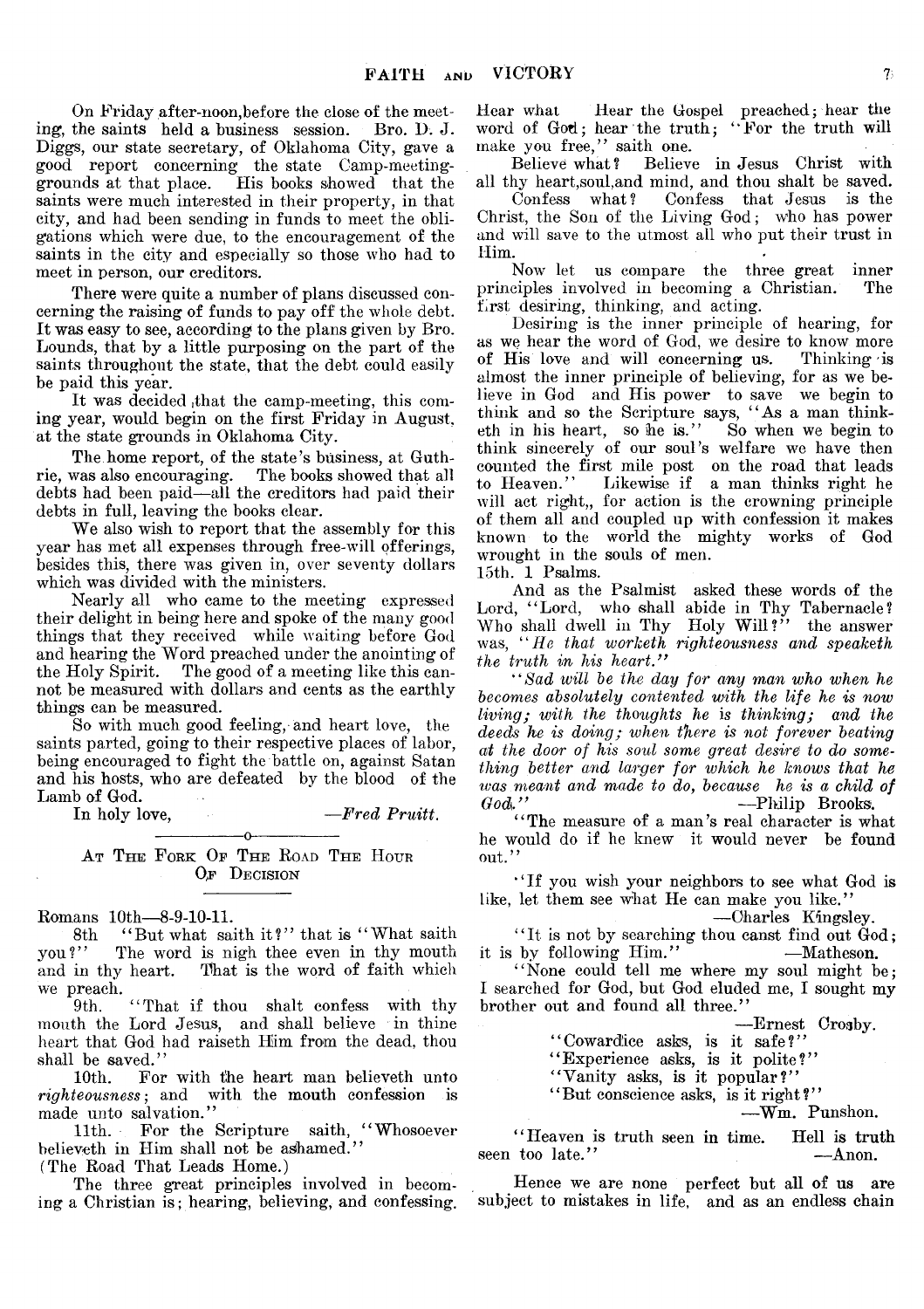On Friday after-noon,before the close of the meeting, the saints held a business session. Bro. D. J. Diggs, our state secretary, of Oklahoma City, gave a good report concerning the state Camp-meeting-grounds at that place. His books showed that the saints were much interested in their property, in that city, and had been sending in funds to meet the obligations which were due, to the encouragement of the saints in the city and especially so those who had to meet in person, our creditors.

There were quite a number of plans discussed concerning the raising of funds to pay off the whole debt. It was easy to see, according to the plans given by Bro. Lounds, that by a little purposing on the part of the saints throughout the state, that the debt could easily be paid this year.

It was decided that the camp-meeting, this coming year, would begin on the first Friday in August, at the state grounds in Oklahoma City.

The home report, of the state's business, at Guthrie, was also encouraging. The books showed that all debts had been paid—all the creditors had paid their debts in full, leaving the books clear.

We also wish to report that the assembly for this year has met all expenses through free-will offerings, besides this, there was given in, over seventy dollars which was divided with the ministers.

Nearly all who came to the meeting expressed their delight in being here and spoke of the many good things that they received while waiting before God and hearing the Word preached under the anointing of the Holy Spirit. The good of a meeting like this cannot be measured with dollars and cents as the earthly things can be measured.

So with much good feeling, and heart love, the saints parted, going to their respective places of labor, being encouraged to fight the battle on, against Satan and his hosts, who are defeated by the blood of the Lamb of God.

In holy love, —*Fred Pruitt.*

---

## At The Fork Of The Road The Hour Of Decision

Romans 10th—8-9-10-11.

8th "But what saith it?" that is "What saith you?" The word is nigh thee even in thy mouth and in thy heart. That is the word of faith which we preach.

9th. "That if thou shalt confess with thy mouth the Lord Jesus, and shall believe in thine heart that God had raiseth Him from the dead, thou shall be saved."

10th. For with the heart man believeth unto *righteousness*; and with the mouth confession is made unto salvation."

11th. For the Scripture saith, "Whosoever believeth in Him shall not be ashamed."

(The Road That Leads Home.)

The three great principles involved in becoming a Christian is; hearing, believing, and confessing.

Hear what Hear the Gospel preached; hear the word of God; hear the truth; "For the truth will make you free," saith one.

Believe what? Believe in Jesus Christ with all thy heart,soul,and mind, and thou shalt be saved.

Confess what? Confess that Jesus is the Christ, the Son of the Living God; who has power and will save to the utmost all who put their trust in Him.

Now let us compare the three great inner principles involved in becoming a Christian. The first desiring, thinking, and acting.

Desiring is the inner principle of hearing, for as we hear the word of God, we desire to know more of His love and will concerning us. Thinking is almost the inner principle of believing, for as we believe in God and His power to save we begin to think and so the Scripture says, "As a man thinketh in his heart, so he is." So when we begin to think sincerely of our soul's welfare we have then counted the first mile post on the road that leads to Heaven." Likewise if a man thinks right he will act right,, for action is the crowning principle of them all and coupled up with confession it makes known to the world the mighty works of God wrought in the souls of men.

15th. 1 Psalms.

And as the Psalmist asked these words of the Lord, "Lord, who shall abide in Thy Tabernacle? Who shall dwell in Thy Holy Will?" the answer was, "*He that worketh righteousness and speaketh the truth in his heart.*"

"*Sad will be the day for any man who when he becomes absolutely contented with the life he is now living; with the thoughts he is thinking; and the deeds he is doing; when there is not forever beating at the door of his soul some great desire to do something better and larger for which he knows that he was meant and made to do, because he is a child of God.*" —Philip Brooks.

"The measure of a man's real character is what he would do if he knew it would never be found out."

"If you wish your neighbors to see what God is like, let them see what He can make you like."

—Charles Kingsley.

"It is not by searching thou canst find out God; it is by following Him." —Matheson.

"None could tell me where my soul might be; I searched for God, but God eluded me, I sought my brother out and found all three."

—Ernest Crosby.

"Cowardice asks, is it safe?"
"Experience asks, is it polite?"
"Vanity asks, is it popular?"
"But conscience asks, is it right?"

—Wm. Punshon.

"Heaven is truth seen in time. Hell is truth seen too late." —Anon.

Hence we are none perfect but all of us are subject to mistakes in life, and as an endless chain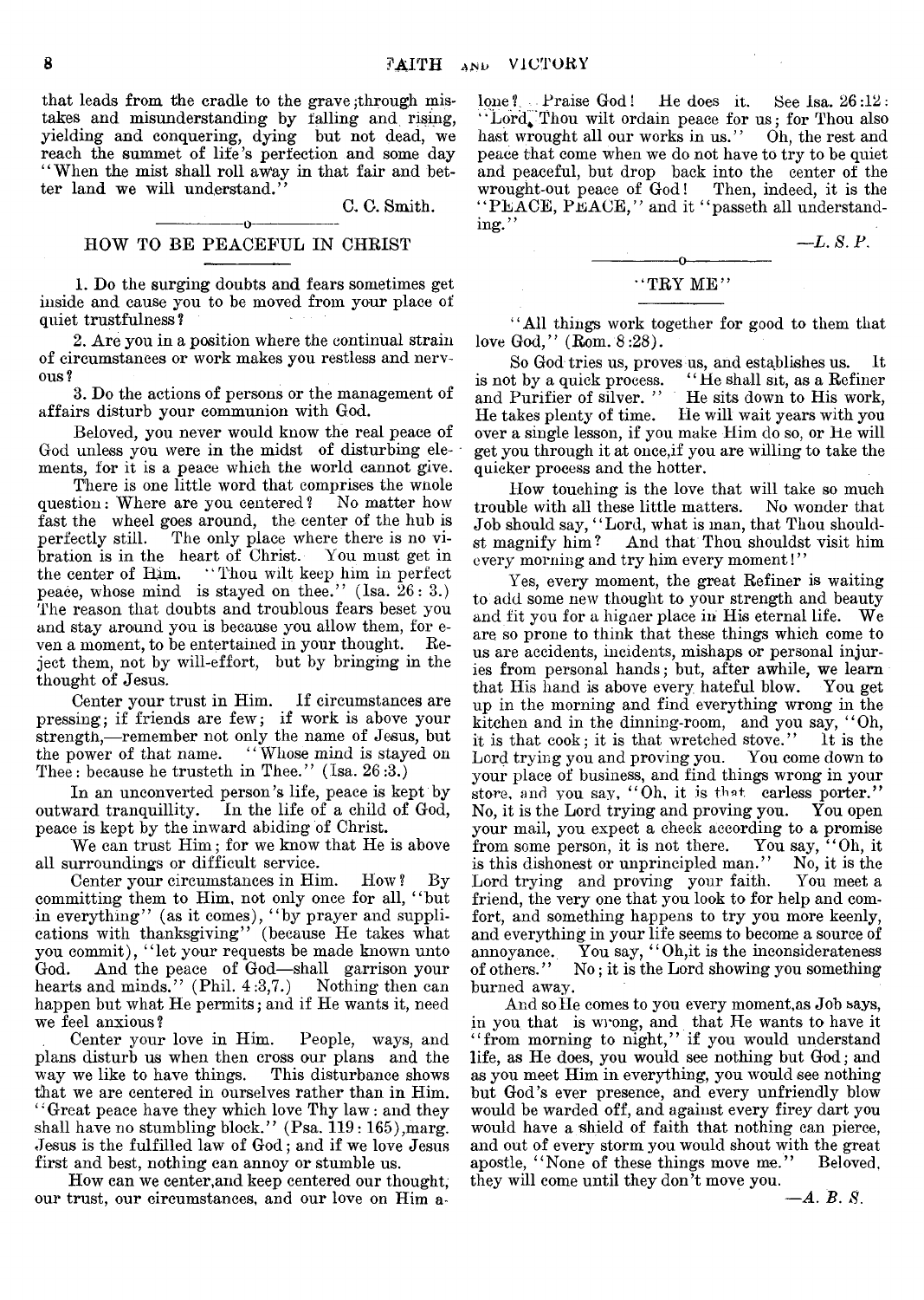that leads from the cradle to the grave ;through mistakes and misunderstanding by falling and rising, yielding and conquering, dying but not dead, we reach the summet of life's perfection and some day "When the mist shall roll away in that fair and better land we will understand."

C. C. Smith.

## HOW TO BE PEACEFUL IN CHRIST

1. Do the surging doubts and fears sometimes get inside and cause you to be moved from your place of quiet trustfulness?

2. Are you in a position where the continual strain of circumstances or work makes you restless and nervous?

3. Do the actions of persons or the management of affairs disturb your communion with God.

Beloved, you never would know the real peace of God unless you were in the midst of disturbing elements, for it is a peace which the world cannot give.

There is one little word that comprises the whole question: Where are you centered? No matter how fast the wheel goes around, the center of the hub is perfectly still. The only place where there is no vibration is in the heart of Christ. You must get in the center of Him. "Thou wilt keep him in perfect peace, whose mind is stayed on thee." (Isa. 26: 3.) The reason that doubts and troublous fears beset you and stay around you is because you allow them, for even a moment, to be entertained in your thought. Reject them, not by will-effort, but by bringing in the thought of Jesus.

Center your trust in Him. If circumstances are pressing; if friends are few; if work is above your strength,—remember not only the name of Jesus, but the power of that name. "Whose mind is stayed on Thee: because he trusteth in Thee." (Isa. 26:3.)

In an unconverted person's life, peace is kept by outward tranquillity. In the life of a child of God, peace is kept by the inward abiding of Christ.

We can trust Him; for we know that He is above all surroundings or difficult service.

Center your circumstances in Him. How? By committing them to Him, not only once for all, "but in everything" (as it comes), "by prayer and supplications with thanksgiving" (because He takes what you commit), "let your requests be made known unto God. And the peace of God—shall garrison your hearts and minds." (Phil. 4:3,7.) Nothing then can happen but what He permits; and if He wants it, need we feel anxious?

Center your love in Him. People, ways, and plans disturb us when then cross our plans and the way we like to have things. This disturbance shows that we are centered in ourselves rather than in Him. "Great peace have they which love Thy law: and they shall have no stumbling block." (Psa. 119: 165),marg. Jesus is the fulfilled law of God; and if we love Jesus first and best, nothing can annoy or stumble us.

How can we center,and keep centered our thought, our trust, our circumstances, and our love on Him alone? Praise God! He does it. See Isa. 26:12: "Lord, Thou wilt ordain peace for us; for Thou also hast wrought all our works in us." Oh, the rest and peace that come when we do not have to try to be quiet and peaceful, but drop back into the center of the wrought-out peace of God! Then, indeed, it is the "PEACE, PEACE," and it "passeth all understanding."

—*L. S. P.*

## "TRY ME"

"All things work together for good to them that love God," (Rom. 8:28).

So God tries us, proves us, and establishes us. It is not by a quick process. "He shall sit, as a Refiner and Purifier of silver." He sits down to His work, He takes plenty of time. He will wait years with you over a single lesson, if you make Him do so, or He will get you through it at once,if you are willing to take the quicker process and the hotter.

How touching is the love that will take so much trouble with all these little matters. No wonder that Job should say, "Lord, what is man, that Thou shouldst magnify him? And that Thou shouldst visit him every morning and try him every moment!"

Yes, every moment, the great Refiner is waiting to add some new thought to your strength and beauty and fit you for a higher place in His eternal life. We are so prone to think that these things which come to us are accidents, incidents, mishaps or personal injuries from personal hands; but, after awhile, we learn that His hand is above every hateful blow. You get up in the morning and find everything wrong in the kitchen and in the dinning-room, and you say, "Oh, it is that cook; it is that wretched stove." It is the Lord trying you and proving you. You come down to your place of business, and find things wrong in your store, and you say, "Oh, it is that carless porter." No, it is the Lord trying and proving you. You open your mail, you expect a check according to a promise from some person, it is not there. You say, "Oh, it is this dishonest or unprincipled man." No, it is the Lord trying and proving your faith. You meet a friend, the very one that you look to for help and comfort, and something happens to try you more keenly, and everything in your life seems to become a source of annoyance. You say, "Oh,it is the inconsiderateness of others." No; it is the Lord showing you something burned away.

And so He comes to you every moment,as Job says, in you that is wrong, and that He wants to have it "from morning to night," if you would understand life, as He does, you would see nothing but God; and as you meet Him in everything, you would see nothing but God's ever presence, and every unfriendly blow would be warded off, and against every firey dart you would have a shield of faith that nothing can pierce, and out of every storm you would shout with the great apostle, "None of these things move me." Beloved, they will come until they don't move you.

—*A. B. S.*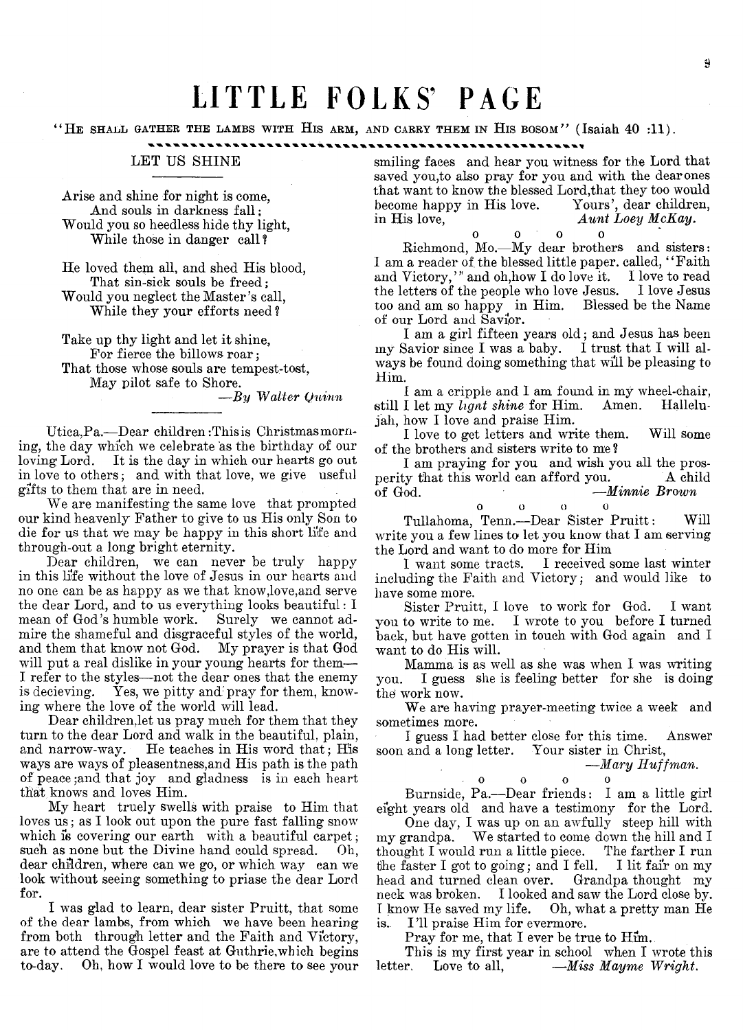# LITTLE FOLKS' PAGE

"HE SHALL GATHER THE LAMBS WITH HIS ARM, AND CARRY THEM IN HIS BOSOM" (Isaiah 40 :11).

## LET US SHINE

Arise and shine for night is come,
And souls in darkness fall;
Would you so heedless hide thy light,
While those in danger call?

He loved them all, and shed His blood,
That sin-sick souls be freed;
Would you neglect the Master's call,
While they your efforts need?

Take up thy light and let it shine,
For fierce the billows roar;
That those whose souls are tempest-tost,
May pilot safe to Shore.

*—By Walter Quinn*

Utica,Pa.—Dear children:This is Christmasmorning, the day which we celebrate as the birthday of our loving Lord. It is the day in which our hearts go out in love to others; and with that love, we give useful gifts to them that are in need.

We are manifesting the same love that prompted our kind heavenly Father to give to us His only Son to die for us that we may be happy in this short life and through-out a long bright eternity.

Dear children, we can never be truly happy in this life without the love of Jesus in our hearts and no one can be as happy as we that know,love,and serve the dear Lord, and to us everything looks beautiful: I mean of God's humble work. Surely we cannot admire the shameful and disgraceful styles of the world, and them that know not God. My prayer is that God will put a real dislike in your young hearts for them—I refer to the styles—not the dear ones that the enemy is decieving. Yes, we pitty and pray for them, knowing where the love of the world will lead.

Dear children,let us pray much for them that they turn to the dear Lord and walk in the beautiful, plain, and narrow-way. He teaches in His word that; His ways are ways of pleasentness,and His path is the path of peace;and that joy and gladness is in each heart that knows and loves Him.

My heart truely swells with praise to Him that loves us; as I look out upon the pure fast falling snow which is covering our earth with a beautiful carpet; such as none but the Divine hand could spread. Oh, dear children, where can we go, or which way can we look without seeing something to priase the dear Lord for.

I was glad to learn, dear sister Pruitt, that some of the dear lambs, from which we have been hearing from both through letter and the Faith and Victory, are to attend the Gospel feast at Guthrie,which begins to-day. Oh, how I would love to be there to see your smiling faces and hear you witness for the Lord that saved you,to also pray for you and with the dear ones that want to know the blessed Lord,that they too would become happy in His love. Yours', dear children, in His love, *Aunt Loey McKay.*

o o o o

Richmond, Mo.—My dear brothers and sisters: I am a reader of the blessed little paper. called, "Faith and Victory," and oh,how I do love it. I love to read the letters of the people who love Jesus. I love Jesus too and am so happy in Him. Blessed be the Name of our Lord and Savior.

I am a girl fifteen years old; and Jesus has been my Savior since I was a baby. I trust that I will always be found doing something that will be pleasing to Him.

I am a cripple and I am found in my wheel-chair, still I let my *lignt shine* for Him. Amen. Hallelujah, how I love and praise Him.

I love to get letters and write them. Will some of the brothers and sisters write to me?

I am praying for you and wish you all the prosperity that this world can afford you. A child of God. *—Minnie Brown*

o o o o

Tullahoma, Tenn.—Dear Sister Pruitt: Will write you a few lines to let you know that I am serving the Lord and want to do more for Him

I want some tracts. I received some last winter including the Faith and Victory; and would like to have some more.

Sister Pruitt, I love to work for God. I want you to write to me. I wrote to you before I turned back, but have gotten in touch with God again and I want to do His will.

Mamma is as well as she was when I was writing you. I guess she is feeling better for she is doing the work now.

We are having prayer-meeting twice a week and sometimes more.

I guess I had better close for this time. Answer soon and a long letter. Your sister in Christ,

*—Mary Huffman.*

o o o o

Burnside, Pa.—Dear friends: I am a little girl eight years old and have a testimony for the Lord.

One day, I was up on an awfully steep hill with my grandpa. We started to come down the hill and I thought I would run a little piece. The farther I run the faster I got to going; and I fell. I lit fair on my head and turned clean over. Grandpa thought my neck was broken. I looked and saw the Lord close by. I know He saved my life. Oh, what a pretty man He is. I'll praise Him for evermore.

Pray for me, that I ever be true to Him.

This is my first year in school when I wrote this letter. Love to all, *—Miss Mayme Wright.*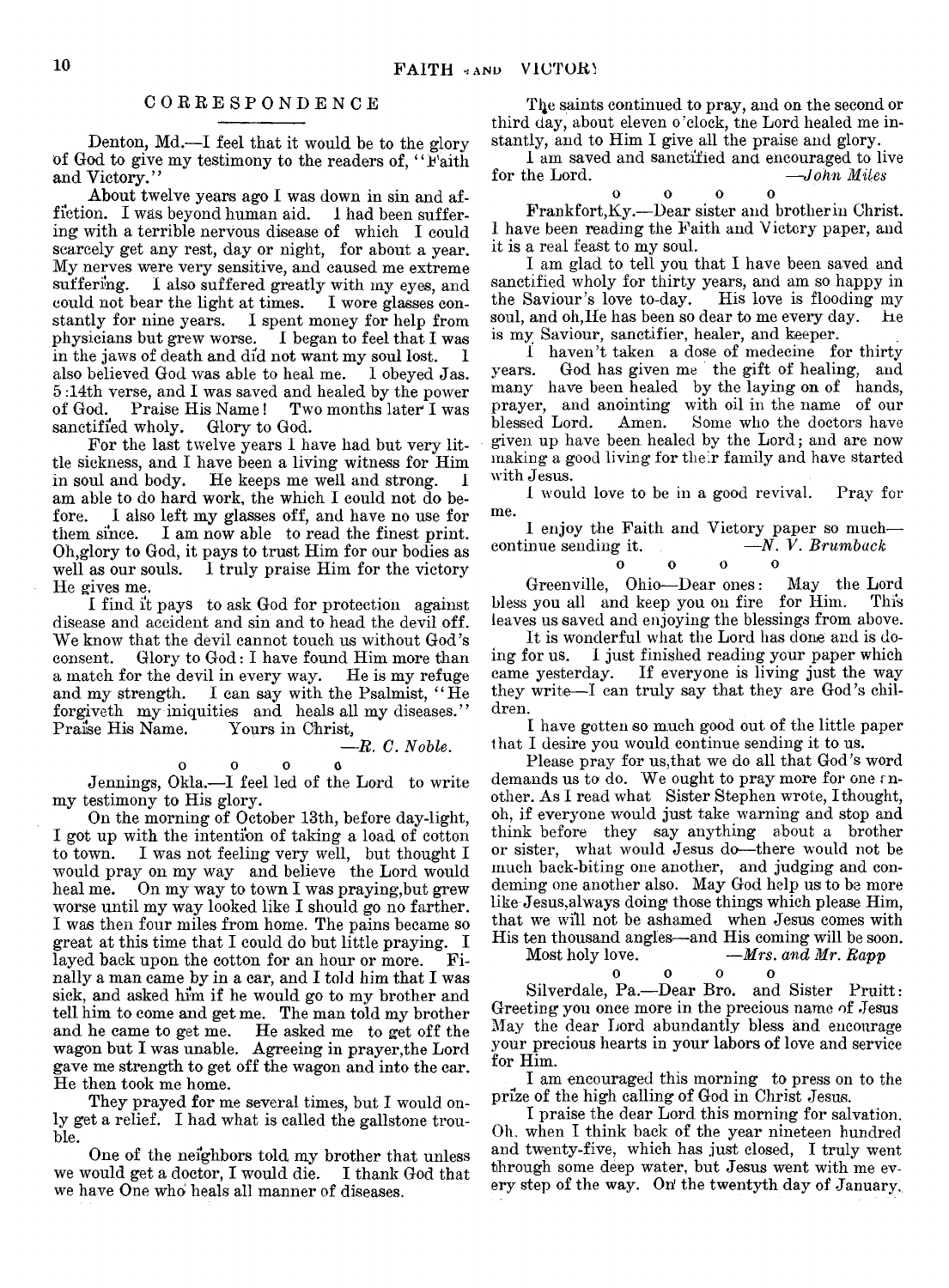## CORRESPONDENCE

Denton, Md.—I feel that it would be to the glory of God to give my testimony to the readers of, "Faith and Victory."

About twelve years ago I was down in sin and affliction. I was beyond human aid. I had been suffering with a terrible nervous disease of which I could scarcely get any rest, day or night, for about a year. My nerves were very sensitive, and caused me extreme suffering. I also suffered greatly with my eyes, and could not bear the light at times. I wore glasses constantly for nine years. I spent money for help from physicians but grew worse. I began to feel that I was in the jaws of death and did not want my soul lost. I also believed God was able to heal me. I obeyed Jas. 5:14th verse, and I was saved and healed by the power of God. Praise His Name! Two months later I was sanctified wholy. Glory to God.

For the last twelve years I have had but very little sickness, and I have been a living witness for Him in soul and body. He keeps me well and strong. I am able to do hard work, the which I could not do before. I also left my glasses off, and have no use for them since. I am now able to read the finest print. Oh, glory to God, it pays to trust Him for our bodies as well as our souls. I truly praise Him for the victory He gives me.

I find it pays to ask God for protection against disease and accident and sin and to head the devil off. We know that the devil cannot touch us without God's consent. Glory to God: I have found Him more than a match for the devil in every way. He is my refuge and my strength. I can say with the Psalmist, "He forgiveth my iniquities and heals all my diseases." Praise His Name. Yours in Christ,

—*R. C. Noble.*

o o o o

Jennings, Okla.—I feel led of the Lord to write my testimony to His glory.

On the morning of October 13th, before day-light, I got up with the intention of taking a load of cotton to town. I was not feeling very well, but thought I would pray on my way and believe the Lord would heal me. On my way to town I was praying, but grew worse until my way looked like I should go no farther. I was then four miles from home. The pains became so great at this time that I could do but little praying. I layed back upon the cotton for an hour or more. Finally a man came by in a car, and I told him that I was sick, and asked him if he would go to my brother and tell him to come and get me. The man told my brother and he came to get me. He asked me to get off the wagon but I was unable. Agreeing in prayer, the Lord gave me strength to get off the wagon and into the car. He then took me home.

They prayed for me several times, but I would only get a relief. I had what is called the gallstone trouble.

One of the neighbors told my brother that unless we would get a doctor, I would die. I thank God that we have One who heals all manner of diseases.

The saints continued to pray, and on the second or third day, about eleven o'clock, the Lord healed me instantly, and to Him I give all the praise and glory.

I am saved and sanctified and encouraged to live for the Lord. —*John Miles*

o o o o

Frankfort, Ky.—Dear sister and brother in Christ. I have been reading the Faith and Victory paper, and it is a real feast to my soul.

I am glad to tell you that I have been saved and sanctified wholy for thirty years, and am so happy in the Saviour's love to-day. His love is flooding my soul, and oh, He has been so dear to me every day. He is my Saviour, sanctifier, healer, and keeper.

I haven't taken a dose of medecine for thirty years. God has given me the gift of healing, and many have been healed by the laying on of hands, prayer, and anointing with oil in the name of our blessed Lord. Amen. Some who the doctors have given up have been healed by the Lord; and are now making a good living for their family and have started with Jesus.

I would love to be in a good revival. Pray for me.

I enjoy the Faith and Victory paper so much—continue sending it. —*N. V. Brumback*

o o o o

Greenville, Ohio—Dear ones: May the Lord bless you all and keep you on fire for Him. This leaves us saved and enjoying the blessings from above.

It is wonderful what the Lord has done and is doing for us. I just finished reading your paper which came yesterday. If everyone is living just the way they write—I can truly say that they are God's children.

I have gotten so much good out of the little paper that I desire you would continue sending it to us.

Please pray for us, that we do all that God's word demands us to do. We ought to pray more for one another. As I read what Sister Stephen wrote, I thought, oh, if everyone would just take warning and stop and think before they say anything about a brother or sister, what would Jesus do—there would not be much back-biting one another, and judging and condeming one another also. May God help us to be more like Jesus, always doing those things which please Him, that we will not be ashamed when Jesus comes with His ten thousand angles—and His coming will be soon.

Most holy love. —*Mrs. and Mr. Rapp*

o o o o

Silverdale, Pa.—Dear Bro. and Sister Pruitt: Greeting you once more in the precious name of Jesus May the dear Lord abundantly bless and encourage your precious hearts in your labors of love and service for Him.

I am encouraged this morning to press on to the prize of the high calling of God in Christ Jesus.

I praise the dear Lord this morning for salvation. Oh, when I think back of the year nineteen hundred and twenty-five, which has just closed, I truly went through some deep water, but Jesus went with me every step of the way. On the twentyth day of January,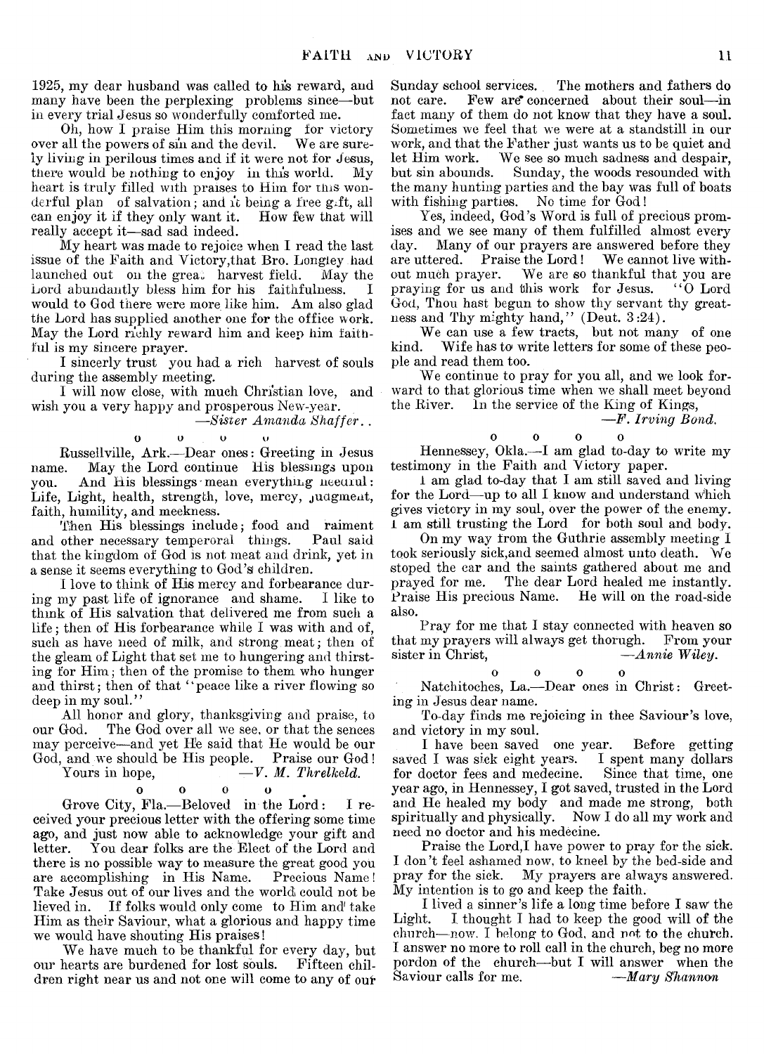1925, my dear husband was called to his reward, and many have been the perplexing problems since—but in every trial Jesus so wonderfully comforted me.

Oh, how I praise Him this morning for victory over all the powers of sin and the devil. We are surely living in perilous times and if it were not for Jesus, there would be nothing to enjoy in this world. My heart is truly filled with praises to Him for this wonderful plan of salvation; and it being a free gift, all can enjoy it if they only want it. How few that will really accept it—sad sad indeed.

My heart was made to rejoice when I read the last issue of the Faith and Victory,that Bro. Longley had launched out on the great harvest field. May the Lord abundantly bless him for his faithfulness. I would to God there were more like him. Am also glad the Lord has supplied another one for the office work. May the Lord richly reward him and keep him faithful is my sincere prayer.

I sincerely trust you had a rich harvest of souls during the assembly meeting.

I will now close, with much Christian love, and wish you a very happy and prosperous New-year.

*—Sister Amanda Shaffer..*

o o o o

Russellville, Ark.—Dear ones: Greeting in Jesus name. May the Lord continue His blessings upon you. And His blessings mean everything needful: Life, Light, health, strength, love, mercy, judgment, faith, humility, and meekness.

Then His blessings include; food and raiment and other necessary temperoral things. Paul said that the kingdom of God is not meat and drink, yet in a sense it seems everything to God's children.

I love to think of His mercy and forbearance during my past life of ignorance and shame. I like to think of His salvation that delivered me from such a life; then of His forbearance while I was with and of, such as have need of milk, and strong meat; then of the gleam of Light that set me to hungering and thirsting for Him; then of the promise to them who hunger and thirst; then of that "peace like a river flowing so deep in my soul."

All honor and glory, thanksgiving and praise, to our God. The God over all we see, or that the sences may perceive—and yet He said that He would be our God, and we should be His people. Praise our God!

Yours in hope, *—V. M. Threlkeld.*

o o o o

Grove City, Fla.—Beloved in the Lord: I received your precious letter with the offering some time ago, and just now able to acknowledge your gift and letter. You dear folks are the Elect of the Lord and there is no possible way to measure the great good you are accomplishing in His Name. Precious Name! Take Jesus out of our lives and the world could not be lieved in. If folks would only come to Him and take Him as their Saviour, what a glorious and happy time we would have shouting His praises!

We have much to be thankful for every day, but our hearts are burdened for lost souls. Fifteen children right near us and not one will come to any of our Sunday school services. The mothers and fathers do not care. Few are concerned about their soul—in fact many of them do not know that they have a soul. Sometimes we feel that we were at a standstill in our work, and that the Father just wants us to be quiet and let Him work. We see so much sadness and despair, but sin abounds. Sunday, the woods resounded with the many hunting parties and the bay was full of boats with fishing parties. No time for God!

Yes, indeed, God's Word is full of precious promises and we see many of them fulfilled almost every day. Many of our prayers are answered before they are uttered. Praise the Lord! We cannot live without much prayer. We are so thankful that you are praying for us and this work for Jesus. "O Lord God, Thou hast begun to show thy servant thy greatness and Thy mighty hand," (Deut. 3:24).

We can use a few tracts, but not many of one kind. Wife has to write letters for some of these people and read them too.

We continue to pray for you all, and we look forward to that glorious time when we shall meet beyond the River. In the service of the King of Kings,

*—F. Irving Bond.*

o o o o

Hennessey, Okla.—I am glad to-day to write my testimony in the Faith and Victory paper.

I am glad to-day that I am still saved and living for the Lord—up to all I know and understand which gives victory in my soul, over the power of the enemy. I am still trusting the Lord for both soul and body.

On my way from the Guthrie assembly meeting I took seriously sick,and seemed almost unto death. We stoped the car and the saints gathered about me and prayed for me. The dear Lord healed me instantly. Praise His precious Name. He will on the road-side also.

Pray for me that I stay connected with heaven so that my prayers will always get thorugh. From your sister in Christ, *—Annie Wiley.*

o o o o

Natchitoches, La.—Dear ones in Christ: Greeting in Jesus dear name.

To-day finds me rejoicing in thee Saviour's love, and victory in my soul.

I have been saved one year. Before getting saved I was sick eight years. I spent many dollars for doctor fees and medecine. Since that time, one year ago, in Hennessey, I got saved, trusted in the Lord and He healed my body and made me strong, both spiritually and physically. Now I do all my work and need no doctor and his medecine.

Praise the Lord,I have power to pray for the sick. I don't feel ashamed now, to kneel by the bed-side and pray for the sick. My prayers are always answered. My intention is to go and keep the faith.

I lived a sinner's life a long time before I saw the Light. I thought I had to keep the good will of the church—now. I belong to God, and not to the church. I answer no more to roll call in the church, beg no more pordon of the church—but I will answer when the Saviour calls for me. *—Mary Shannon*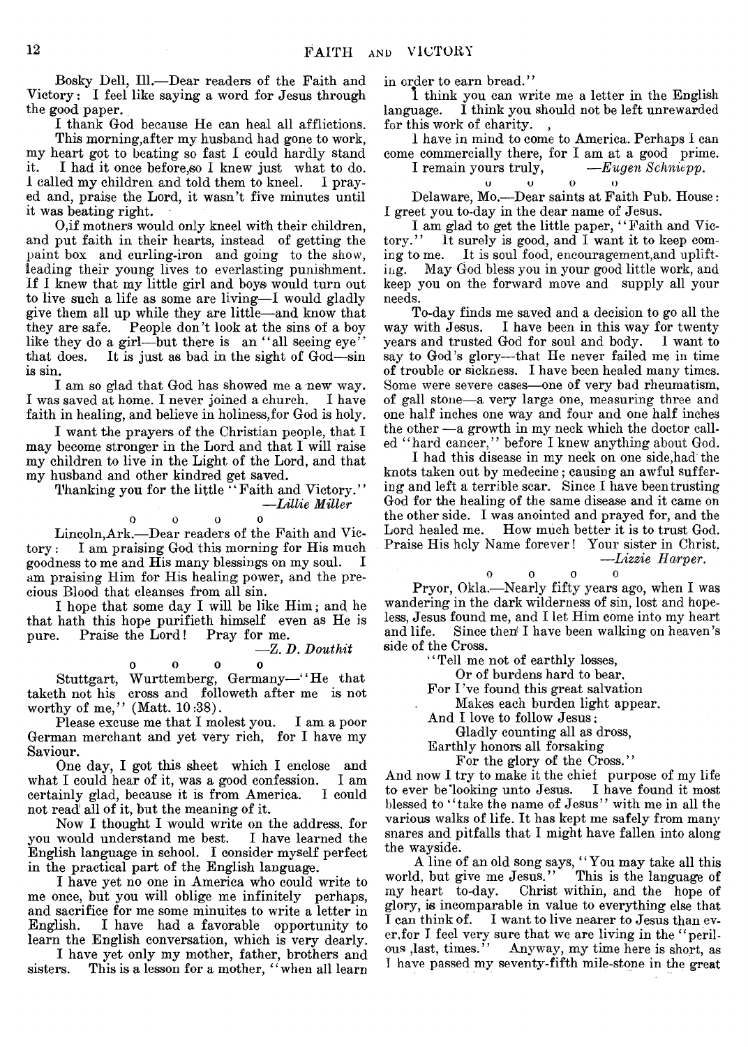Bosky Dell, Ill.—Dear readers of the Faith and Victory: I feel like saying a word for Jesus through the good paper.

I thank God because He can heal all afflictions.

This morning, after my husband had gone to work, my heart got to beating so fast I could hardly stand it. I had it once before, so I knew just what to do. I called my children and told them to kneel. I prayed and, praise the Lord, it wasn't five minutes until it was beating right.

O, if mothers would only kneel with their children, and put faith in their hearts, instead of getting the paint box and curling-iron and going to the show, leading their young lives to everlasting punishment. If I knew that my little girl and boys would turn out to live such a life as some are living—I would gladly give them all up while they are little—and know that they are safe. People don't look at the sins of a boy like they do a girl—but there is an "all seeing eye" that does. It is just as bad in the sight of God—sin is sin.

I am so glad that God has showed me a new way. I was saved at home. I never joined a church. I have faith in healing, and believe in holiness, for God is holy.

I want the prayers of the Christian people, that I may become stronger in the Lord and that I will raise my children to live in the Light of the Lord, and that my husband and other kindred get saved.

Thanking you for the little "Faith and Victory."

*—Lillie Miller*

o o o o

Lincoln, Ark.—Dear readers of the Faith and Victory: I am praising God this morning for His much goodness to me and His many blessings on my soul. I am praising Him for His healing power, and the precious Blood that cleanses from all sin.

I hope that some day I will be like Him; and he that hath this hope purifieth himself even as He is pure. Praise the Lord! Pray for me.

*—Z. D. Douthit*

o o o o

Stuttgart, Wurttemberg, Germany—"He that taketh not his cross and followeth after me is not worthy of me," (Matt. 10:38).

Please excuse me that I molest you. I am a poor German merchant and yet very rich, for I have my Saviour.

One day, I got this sheet which I enclose and what I could hear of it, was a good confession. I am certainly glad, because it is from America. I could not read all of it, but the meaning of it.

Now I thought I would write on the address, for you would understand me best. I have learned the English language in school. I consider myself perfect in the practical part of the English language.

I have yet no one in America who could write to me once, but you will oblige me infinitely perhaps, and sacrifice for me some minuites to write a letter in English. I have had a favorable opportunity to learn the English conversation, which is very dearly.

I have yet only my mother, father, brothers and sisters. This is a lesson for a mother, "when all learn in order to earn bread."

I think you can write me a letter in the English language. I think you should not be left unrewarded for this work of charity.

I have in mind to come to America. Perhaps I can come commercially there, for I am at a good prime.

I remain yours truly, *—Eugen Schnepp.*

o o o o

Delaware, Mo.—Dear saints at Faith Pub. House: I greet you to-day in the dear name of Jesus.

I am glad to get the little paper, "Faith and Victory." It surely is good, and I want it to keep coming to me. It is soul food, encouragement, and uplifting. May God bless you in your good little work, and keep you on the forward move and supply all your needs.

To-day finds me saved and a decision to go all the way with Jesus. I have been in this way for twenty years and trusted God for soul and body. I want to say to God's glory—that He never failed me in time of trouble or sickness. I have been healed many times. Some were severe cases—one of very bad rheumatism, of gall stone—a very large one, measuring three and one half inches one way and four and one half inches the other —a growth in my neck which the doctor called "hard cancer," before I knew anything about God.

I had this disease in my neck on one side, had the knots taken out by medecine; causing an awful suffering and left a terrible scar. Since I have been trusting God for the healing of the same disease and it came on the other side. I was anointed and prayed for, and the Lord healed me. How much better it is to trust God. Praise His holy Name forever! Your sister in Christ,

*—Lizzie Harper.*

o o o o

Pryor, Okla.—Nearly fifty years ago, when I was wandering in the dark wilderness of sin, lost and hopeless, Jesus found me, and I let Him come into my heart and life. Since then I have been walking on heaven's side of the Cross.

"Tell me not of earthly losses,
Or of burdens hard to bear,
For I've found this great salvation
Makes each burden light appear.
And I love to follow Jesus;
Gladly counting all as dross,
Earthly honors all forsaking
For the glory of the Cross."

And now I try to make it the chief purpose of my life to ever be looking unto Jesus. I have found it most blessed to "take the name of Jesus" with me in all the various walks of life. It has kept me safely from many snares and pitfalls that I might have fallen into along the wayside.

A line of an old song says, "You may take all this world, but give me Jesus." This is the language of my heart to-day. Christ within, and the hope of glory, is incomparable in value to everything else that I can think of. I want to live nearer to Jesus than ever, for I feel very sure that we are living in the "perilous, last, times." Anyway, my time here is short, as I have passed my seventy-fifth mile-stone in the great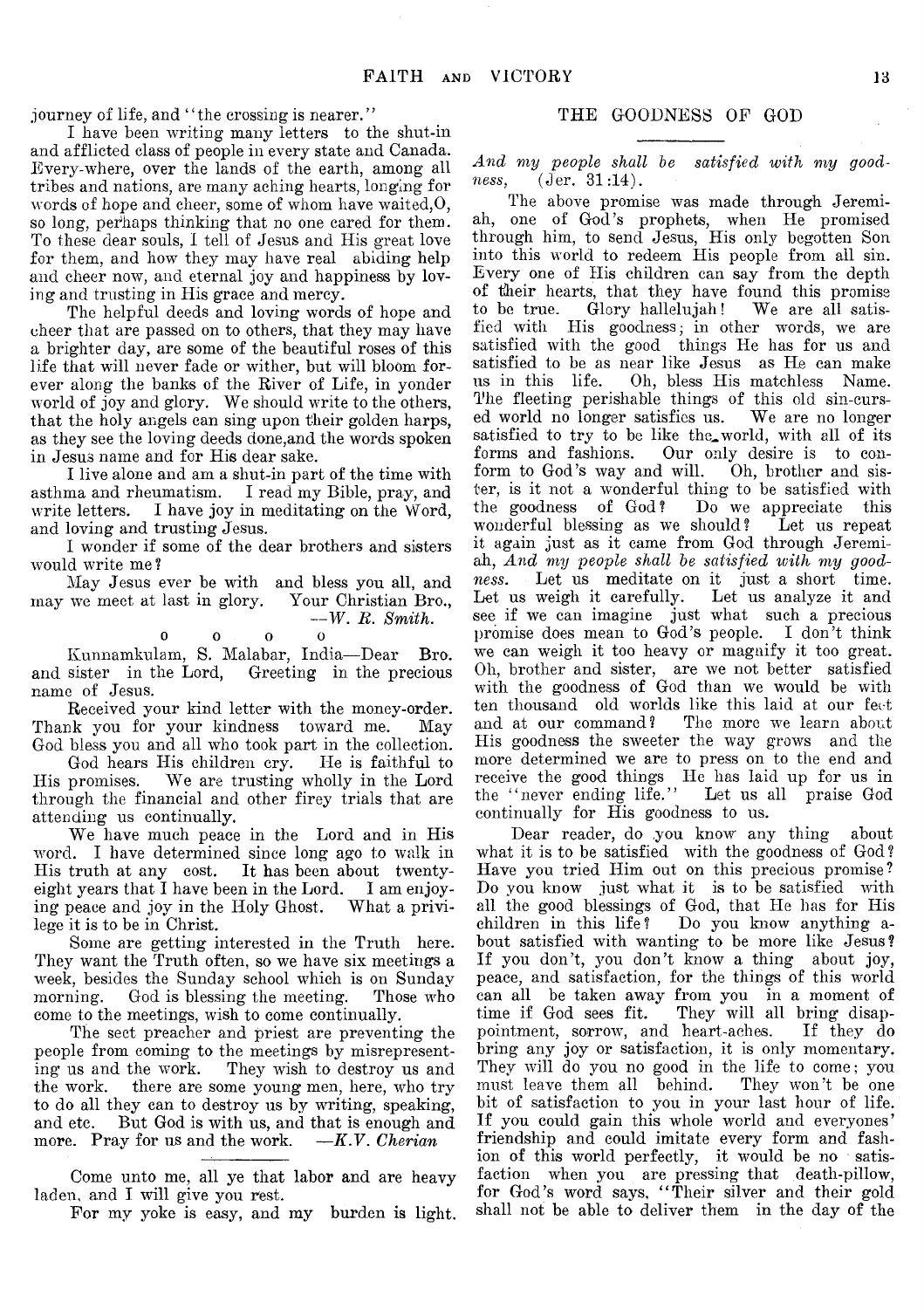journey of life, and "the crossing is nearer."

I have been writing many letters to the shut-in and afflicted class of people in every state and Canada. Every-where, over the lands of the earth, among all tribes and nations, are many aching hearts, longing for words of hope and cheer, some of whom have waited,O, so long, perhaps thinking that no one cared for them. To these dear souls, I tell of Jesus and His great love for them, and how they may have real abiding help and cheer now, and eternal joy and happiness by loving and trusting in His grace and mercy.

The helpful deeds and loving words of hope and cheer that are passed on to others, that they may have a brighter day, are some of the beautiful roses of this life that will never fade or wither, but will bloom forever along the banks of the River of Life, in yonder world of joy and glory. We should write to the others, that the holy angels can sing upon their golden harps, as they see the loving deeds done,and the words spoken in Jesus name and for His dear sake.

I live alone and am a shut-in part of the time with asthma and rheumatism. I read my Bible, pray, and write letters. I have joy in meditating on the Word, and loving and trusting Jesus.

I wonder if some of the dear brothers and sisters would write me?

May Jesus ever be with and bless you all, and may we meet at last in glory. Your Christian Bro.,
—*W. R. Smith.*

o o o o

Kunnamkulam, S. Malabar, India—Dear Bro. and sister in the Lord, Greeting in the precious name of Jesus.

Received your kind letter with the money-order. Thank you for your kindness toward me. May God bless you and all who took part in the collection.

God hears His children cry. He is faithful to His promises. We are trusting wholly in the Lord through the financial and other firey trials that are attending us continually.

We have much peace in the Lord and in His word. I have determined since long ago to walk in His truth at any cost. It has been about twenty-eight years that I have been in the Lord. I am enjoying peace and joy in the Holy Ghost. What a privilege it is to be in Christ.

Some are getting interested in the Truth here. They want the Truth often, so we have six meetings a week, besides the Sunday school which is on Sunday morning. God is blessing the meeting. Those who come to the meetings, wish to come continually.

The sect preacher and priest are preventing the people from coming to the meetings by misrepresenting us and the work. They wish to destroy us and the work. there are some young men, here, who try to do all they can to destroy us by writing, speaking, and etc. But God is with us, and that is enough and more. Pray for us and the work. —*K.V. Cherian*

---

Come unto me, all ye that labor and are heavy laden, and I will give you rest.

For my yoke is easy, and my burden is light.

## THE GOODNESS OF GOD

*And my people shall be satisfied with my goodness,* (Jer. 31:14).

The above promise was made through Jeremiah, one of God's prophets, when He promised through him, to send Jesus, His only begotten Son into this world to redeem His people from all sin. Every one of His children can say from the depth of their hearts, that they have found this promise to be true. Glory hallelujah! We are all satisfied with His goodness; in other words, we are satisfied with the good things He has for us and satisfied to be as near like Jesus as He can make us in this life. Oh, bless His matchless Name. The fleeting perishable things of this old sin-cursed world no longer satisfies us. We are no longer satisfied to try to be like the world, with all of its forms and fashions. Our only desire is to conform to God's way and will. Oh, brother and sister, is it not a wonderful thing to be satisfied with the goodness of God? Do we appreciate this wonderful blessing as we should? Let us repeat it again just as it came from God through Jeremiah, *And my people shall be satisfied with my goodness.* Let us meditate on it just a short time. Let us weigh it carefully. Let us analyze it and see if we can imagine just what such a precious promise does mean to God's people. I don't think we can weigh it too heavy or magnify it too great. Oh, brother and sister, are we not better satisfied with the goodness of God than we would be with ten thousand old worlds like this laid at our feet and at our command? The more we learn about His goodness the sweeter the way grows and the more determined we are to press on to the end and receive the good things He has laid up for us in the "never ending life." Let us all praise God continually for His goodness to us.

Dear reader, do you know any thing about what it is to be satisfied with the goodness of God? Have you tried Him out on this precious promise? Do you know just what it is to be satisfied with all the good blessings of God, that He has for His children in this life? Do you know anything about satisfied with wanting to be more like Jesus? If you don't, you don't know a thing about joy, peace, and satisfaction, for the things of this world can all be taken away from you in a moment of time if God sees fit. They will all bring disappointment, sorrow, and heart-aches. If they do bring any joy or satisfaction, it is only momentary. They will do you no good in the life to come; you must leave them all behind. They won't be one bit of satisfaction to you in your last hour of life. If you could gain this whole world and everyones' friendship and could imitate every form and fashion of this world perfectly, it would be no satisfaction when you are pressing that death-pillow, for God's word says, "Their silver and their gold shall not be able to deliver them in the day of the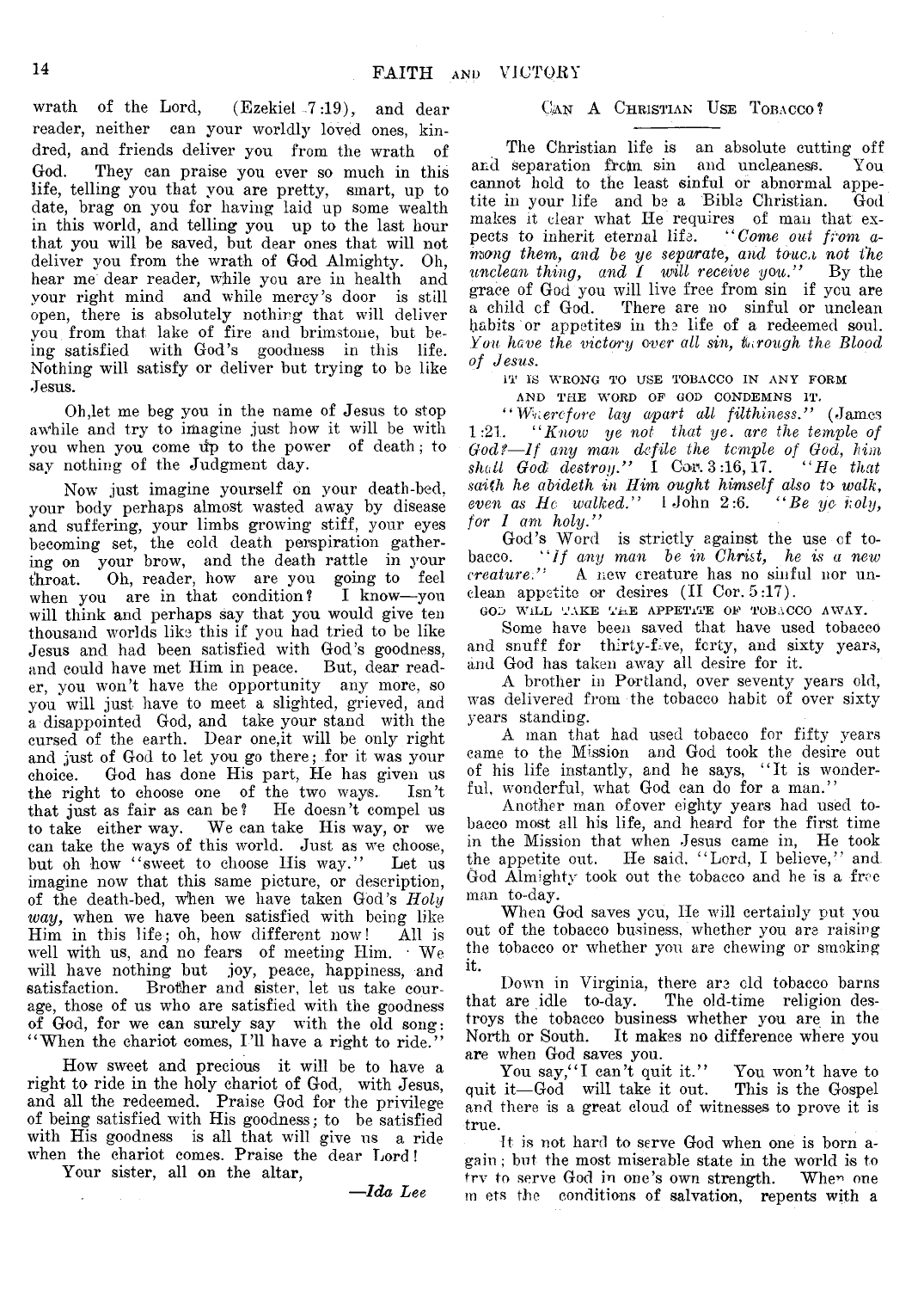wrath of the Lord, (Ezekiel 7:19), and dear reader, neither can your worldly loved ones, kindred, and friends deliver you from the wrath of God. They can praise you ever so much in this life, telling you that you are pretty, smart, up to date, brag on you for having laid up some wealth in this world, and telling you up to the last hour that you will be saved, but dear ones that will not deliver you from the wrath of God Almighty. Oh, hear me dear reader, while you are in health and your right mind and while mercy's door is still open, there is absolutely nothing that will deliver you from that lake of fire and brimstone, but being satisfied with God's goodness in this life. Nothing will satisfy or deliver but trying to be like Jesus.

Oh, let me beg you in the name of Jesus to stop awhile and try to imagine just how it will be with you when you come up to the power of death; to say nothing of the Judgment day.

Now just imagine yourself on your death-bed, your body perhaps almost wasted away by disease and suffering, your limbs growing stiff, your eyes becoming set, the cold death perspiration gathering on your brow, and the death rattle in your throat. Oh, reader, how are you going to feel when you are in that condition? I know—you will think and perhaps say that you would give ten thousand worlds like this if you had tried to be like Jesus and had been satisfied with God's goodness, and could have met Him in peace. But, dear reader, you won't have the opportunity any more, so you will just have to meet a slighted, grieved, and a disappointed God, and take your stand with the cursed of the earth. Dear one, it will be only right and just of God to let you go there; for it was your choice. God has done His part, He has given us the right to choose one of the two ways. Isn't that just as fair as can be? He doesn't compel us to take either way. We can take His way, or we can take the ways of this world. Just as we choose, but oh how "sweet to choose His way." Let us imagine now that this same picture, or description, of the death-bed, when we have taken God's *Holy way,* when we have been satisfied with being like Him in this life; oh, how different now! All is well with us, and no fears of meeting Him. We will have nothing but joy, peace, happiness, and satisfaction. Brother and sister, let us take courage, those of us who are satisfied with the goodness of God, for we can surely say with the old song: "When the chariot comes, I'll have a right to ride."

How sweet and precious it will be to have a right to ride in the holy chariot of God, with Jesus, and all the redeemed. Praise God for the privilege of being satisfied with His goodness; to be satisfied with His goodness is all that will give us a ride when the chariot comes. Praise the dear Lord!

Your sister, all on the altar,

*—Ida Lee*

## Can A Christian Use Tobacco?

The Christian life is an absolute cutting off and separation from sin and uncleaness. You cannot hold to the least sinful or abnormal appetite in your life and be a Bible Christian. God makes it clear what He requires of man that expects to inherit eternal life. *"Come out from among them, and be ye separate, and touch not the unclean thing, and I will receive you."* By the grace of God you will live free from sin if you are a child of God. There are no sinful or unclean habits or appetites in the life of a redeemed soul. *You have the victory over all sin, through the Blood of Jesus.*

IT IS WRONG TO USE TOBACCO IN ANY FORM AND THE WORD OF GOD CONDEMNS IT.

*"Wherefore lay apart all filthiness."* (James 1:21. *"Know ye not that ye are the temple of God?—If any man defile the temple of God, him shall God destroy."* I Cor. 3:16, 17. *"He that saith he abideth in Him ought himself also to walk, even as He walked."* 1 John 2:6. *"Be ye holy, for I am holy."*

God's Word is strictly against the use of tobacco. *"If any man be in Christ, he is a new creature."* A new creature has no sinful nor unclean appetite or desires (II Cor. 5:17).

GOD WILL TAKE THE APPETITE OF TOBACCO AWAY.

Some have been saved that have used tobacco and snuff for thirty-five, forty, and sixty years, and God has taken away all desire for it.

A brother in Portland, over seventy years old, was delivered from the tobacco habit of over sixty years standing.

A man that had used tobacco for fifty years came to the Mission and God took the desire out of his life instantly, and he says, "It is wonderful, wonderful, what God can do for a man."

Another man of over eighty years had used tobacco most all his life, and heard for the first time in the Mission that when Jesus came in, He took the appetite out. He said, "Lord, I believe," and God Almighty took out the tobacco and he is a free man to-day.

When God saves you, He will certainly put you out of the tobacco business, whether you are raising the tobacco or whether you are chewing or smoking it.

Down in Virginia, there are old tobacco barns that are idle to-day. The old-time religion destroys the tobacco business whether you are in the North or South. It makes no difference where you are when God saves you.

You say, "I can't quit it." You won't have to quit it—God will take it out. This is the Gospel and there is a great cloud of witnesses to prove it is true.

It is not hard to serve God when one is born again; but the most miserable state in the world is to try to serve God in one's own strength. When one meets the conditions of salvation, repents with a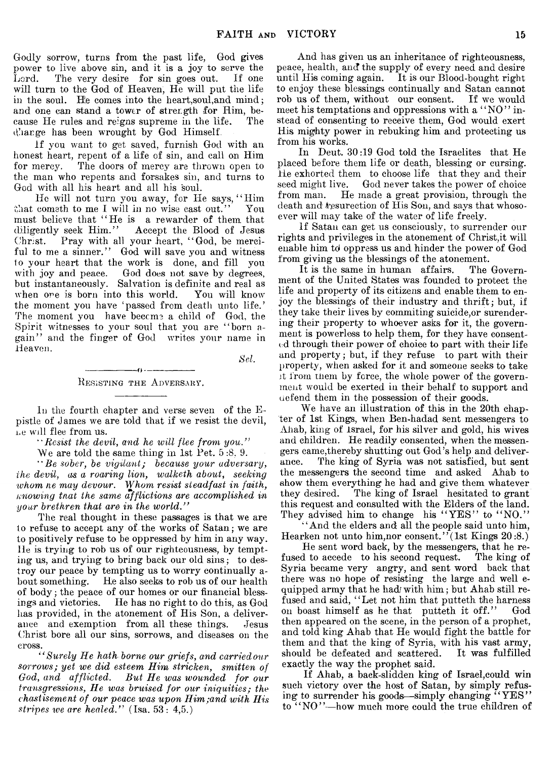Godly sorrow, turns from the past life, God gives power to live above sin, and it is a joy to serve the Lord. The very desire for sin goes out. If one will turn to the God of Heaven, He will put the life in the soul. He comes into the heart,soul,and mind; and one can stand a tower of strength for Him, because He rules and reigns supreme in the life. The change has been wrought by God Himself.

If you want to get saved, furnish God with an honest heart, repent of a life of sin, and call on Him for mercy. The doors of mercy are thrown open to the man who repents and forsakes sin, and turns to God with all his heart and all his soul.

He will not turn you away, for He says, "Him that cometh to me I will in no wise cast out." You must believe that "He is a rewarder of them that diligently seek Him." Accept the Blood of Jesus Christ. Pray with all your heart, "God, be merciful to me a sinner." God will save you and witness to your heart that the work is done, and fill you with joy and peace. God does not save by degrees, but instantaneously. Salvation is definite and real as when one is born into this world. You will know the moment you have 'passed from death unto life.' The moment you have become a child of God, the Spirit witnesses to your soul that you are "born again" and the finger of God writes your name in Heaven.

*Sel.*

---

## Resisting the Adversary.

In the fourth chapter and verse seven of the Epistle of James we are told that if we resist the devil, he will flee from us.

"*Resist the devil, and he will flee from you.*"

We are told the same thing in 1st Pet. 5:8, 9.

"*Be sober, be vigilant; because your adversary, the devil, as a roaring lion, walketh about, seeking whom he may devour. Whom resist steadfast in faith, knowing that the same afflictions are accomplished in your brethren that are in the world.*"

The real thought in these passages is that we are to refuse to accept any of the works of Satan; we are to positively refuse to be oppressed by him in any way. He is trying to rob us of our righteousness, by tempting us, and trying to bring back our old sins; to destroy our peace by tempting us to worry continually about something. He also seeks to rob us of our health of body; the peace of our homes or our financial blessings and victories. He has no right to do this, as God has provided, in the atonement of His Son, a deliverance and exemption from all these things. Jesus Christ bore all our sins, sorrows, and diseases on the cross.

"*Surely He hath borne our griefs, and carried our sorrows; yet we did esteem Him stricken, smitten of God, and afflicted. But He was wounded for our transgressions, He was bruised for our iniquities; the chastisement of our peace was upon Him;and with His stripes we are healed.*" (Isa. 53: 4,5.)

And has given us an inheritance of righteousness, peace, health, and the supply of every need and desire until His coming again. It is our Blood-bought right to enjoy these blessings continually and Satan cannot rob us of them, without our consent. If we would meet his temptations and oppressions with a "NO" instead of consenting to receive them, God would exert His mighty power in rebuking him and protecting us from his works.

In Deut. 30:19 God told the Israelites that He placed before them life or death, blessing or cursing. He exhorted them to choose life that they and their seed might live. God never takes the power of choice from man. He made a great provision, through the death and resurection of His Son, and says that whosoever will may take of the water of life freely.

If Satan can get us consciously, to surrender our rights and privileges in the atonement of Christ,it will enable him to oppress us and hinder the power of God from giving us the blessings of the atonement.

It is the same in human affairs. The Government of the United States was founded to protect the life and property of its citizens and enable them to enjoy the blessings of their industry and thrift; but, if they take their lives by commiting suicide,or surendering their property to whoever asks for it, the government is powerless to help them, for they have consented through their power of choice to part with their life and property; but, if they refuse to part with their property, when asked for it and someone seeks to take it from them by force, the whole power of the government would be exerted in their behalf to support and defend them in the possession of their goods.

We have an illustration of this in the 20th chapter of 1st Kings, when Ben-hadad sent messengers to Ahab, king of Israel, for his silver and gold, his wives and children. He readily consented, when the messengers came,thereby shutting out God's help and deliverance. The king of Syria was not satisfied, but sent the messengers the second time and asked Ahab to show them everything he had and give them whatever they desired. The king of Israel hesitated to grant this request and consulted with the Elders of the land. They advised him to change his "YES" to "NO."

"And the elders and all the people said unto him, Hearken not unto him,nor consent."(1st Kings 20:8.)

He sent word back, by the messengers, that he refused to accede to his second request. The king of Syria became very angry, and sent word back that there was no hope of resisting the large and well equipped army that he had with him; but Ahab still refused and said, "Let not him that putteth the harness on boast himself as he that putteth it off." God then appeared on the scene, in the person of a prophet, and told king Ahab that He would fight the battle for them and that the king of Syria, with his vast army, should be defeated and scattered. It was fulfilled exactly the way the prophet said.

If Ahab, a back-slidden king of Israel,could win such victory over the host of Satan, by simply refusing to surrender his goods—simply changing "YES" to "NO"—how much more could the true children of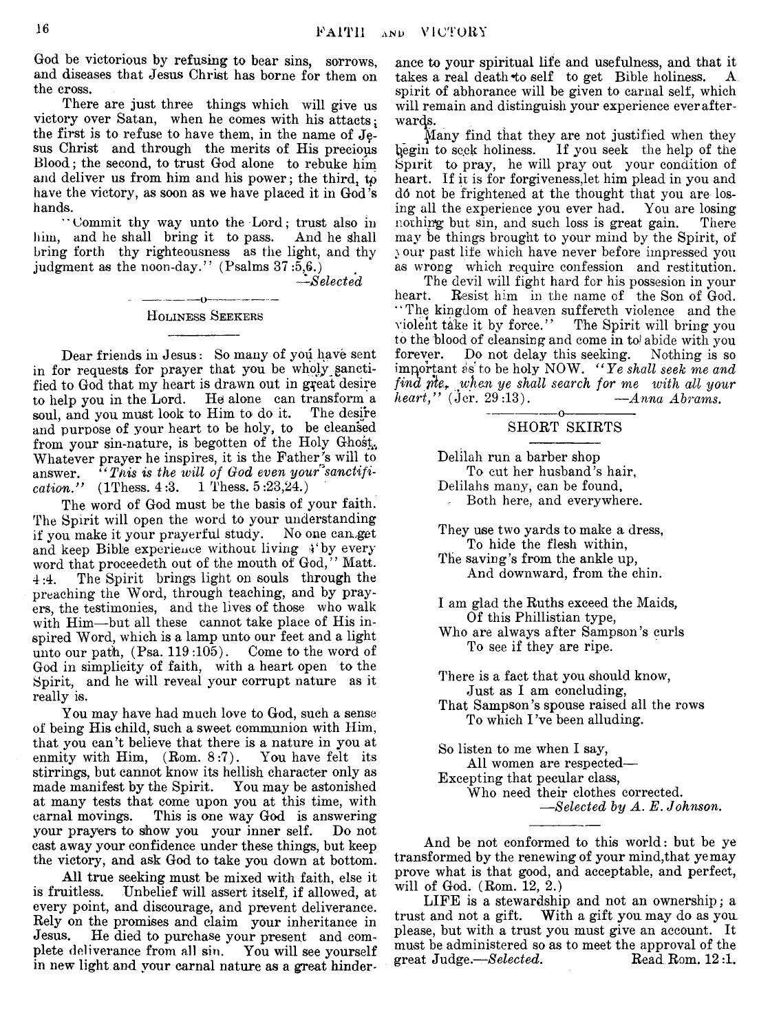God be victorious by refusing to bear sins, sorrows, and diseases that Jesus Christ has borne for them on the cross.

There are just three things which will give us victory over Satan, when he comes with his attacts; the first is to refuse to have them, in the name of Jesus Christ and through the merits of His precious Blood; the second, to trust God alone to rebuke him and deliver us from him and his power; the third, to have the victory, as soon as we have placed it in God's hands.

"Commit thy way unto the Lord; trust also in him, and he shall bring it to pass. And he shall bring forth thy righteousness as the light, and thy judgment as the noon-day." (Psalms 37:5,6.)

—*Selected*

---

## Holiness Seekers

Dear friends in Jesus: So many of you have sent in for requests for prayer that you be wholy sanctified to God that my heart is drawn out in great desire to help you in the Lord. He alone can transform a soul, and you must look to Him to do it. The desire and purpose of your heart to be holy, to be cleansed from your sin-nature, is begotten of the Holy Ghost. Whatever prayer he inspires, it is the Father's will to answer. *"This is the will of God even your sanctification."* (1Thess. 4:3. 1 Thess. 5:23,24.)

The word of God must be the basis of your faith. The Spirit will open the word to your understanding if you make it your prayerful study. No one can get and keep Bible experience without living "by every word that proceedeth out of the mouth of God," Matt. 4:4. The Spirit brings light on souls through the preaching the Word, through teaching, and by prayers, the testimonies, and the lives of those who walk with Him—but all these cannot take place of His inspired Word, which is a lamp unto our feet and a light unto our path, (Psa. 119:105). Come to the word of God in simplicity of faith, with a heart open to the Spirit, and he will reveal your corrupt nature as it really is.

You may have had much love to God, such a sense of being His child, such a sweet communion with Him, that you can't believe that there is a nature in you at enmity with Him, (Rom. 8:7). You have felt its stirrings, but cannot know its hellish character only as made manifest by the Spirit. You may be astonished at many tests that come upon you at this time, with carnal movings. This is one way God is answering your prayers to show you your inner self. Do not cast away your confidence under these things, but keep the victory, and ask God to take you down at bottom.

All true seeking must be mixed with faith, else it is fruitless. Unbelief will assert itself, if allowed, at every point, and discourage, and prevent deliverance. Rely on the promises and claim your inheritance in Jesus. He died to purchase your present and complete deliverance from all sin. You will see yourself in new light and your carnal nature as a great hinderance to your spiritual life and usefulness, and that it takes a real death to self to get Bible holiness. A spirit of abhorance will be given to carnal self, which will remain and distinguish your experience ever afterwards.

Many find that they are not justified when they begin to seek holiness. If you seek the help of the Spirit to pray, he will pray out your condition of heart. If it is for forgiveness, let him plead in you and do not be frightened at the thought that you are losing all the experience you ever had. You are losing nothing but sin, and such loss is great gain. There may be things brought to your mind by the Spirit, of your past life which have never before impressed you as wrong which require confession and restitution.

The devil will fight hard for his possesion in your heart. Resist him in the name of the Son of God. "The kingdom of heaven suffereth violence and the violent take it by force." The Spirit will bring you to the blood of cleansing and come in to abide with you forever. Do not delay this seeking. Nothing is so important as to be holy NOW. *"Ye shall seek me and find me, when ye shall search for me with all your heart,"* (Jer. 29:13). —*Anna Abrams.*

---

## SHORT SKIRTS

Delilah run a barber shop
To cut her husband's hair,
Delilahs many, can be found,
Both here, and everywhere.

They use two yards to make a dress,
To hide the flesh within,
The saving's from the ankle up,
And downward, from the chin.

I am glad the Ruths exceed the Maids,
Of this Phillistian type,
Who are always after Sampson's curls
To see if they are ripe.

There is a fact that you should know,
Just as I am concluding,
That Sampson's spouse raised all the rows
To which I've been alluding.

So listen to me when I say,
All women are respected—
Excepting that pecular class,
Who need their clothes corrected.

—*Selected by A. E. Johnson.*

---

And be not conformed to this world: but be ye transformed by the renewing of your mind, that ye may prove what is that good, and acceptable, and perfect, will of God. (Rom. 12, 2.)

LIFE is a stewardship and not an ownership; a trust and not a gift. With a gift you may do as you please, but with a trust you must give an account. It must be administered so as to meet the approval of the great Judge.—*Selected.* Read Rom. 12:1.